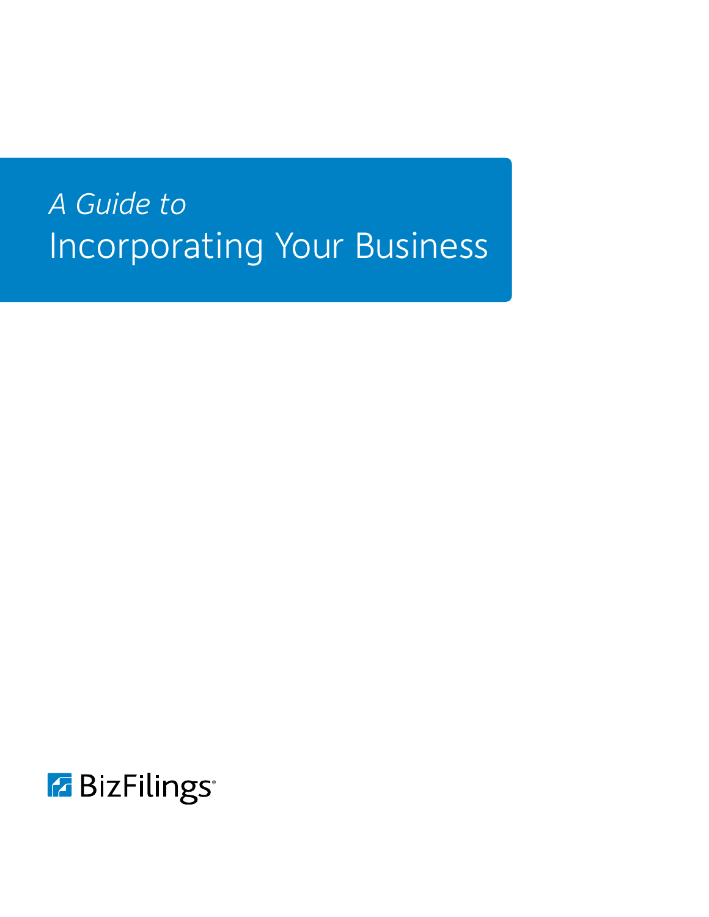*A Guide to*

# Incorporating Your Business

BizFilings®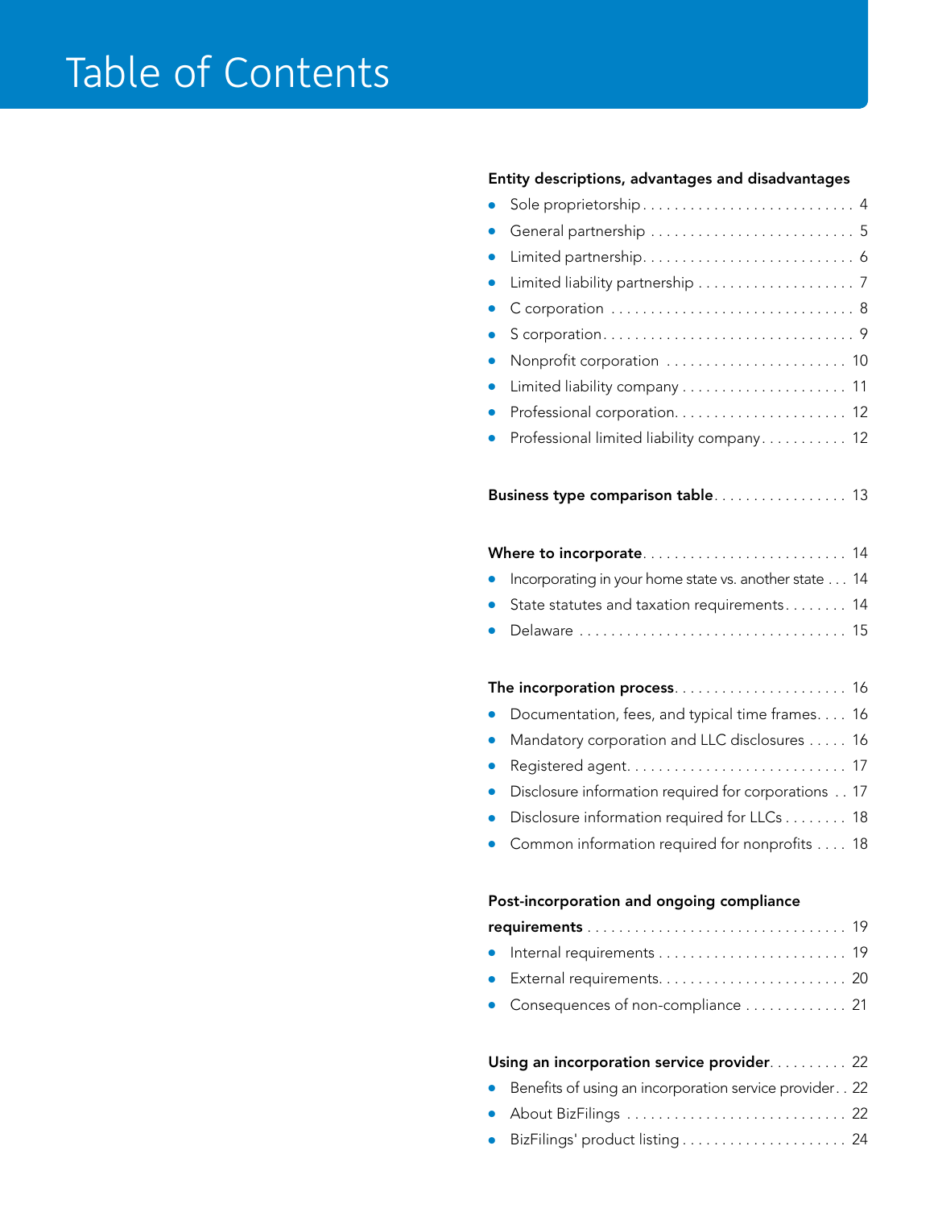# Table of Contents

**Entity descriptions, advantages and disadvantages**

- Sole proprietorship . . . . . . . . . . . . . . . . . . . . . . . . . . . 4
- General partnership . . . . . . . . . . . . . . . . . . . . . . . . . . 5
- Limited partnership . . . . . . . . . . . . . . . . . . . . . . . . . . . 6
- Limited liability partnership . . . . . . . . . . . . . . . . . . . . 7
- C corporation . . . . . . . . . . . . . . . . . . . . . . . . . . . . . . . 8
- S corporation . . . . . . . . . . . . . . . . . . . . . . . . . . . . . . . . 9
- Nonprofit corporation . . . . . . . . . . . . . . . . . . . . . . . 10
- Limited liability company . . . . . . . . . . . . . . . . . . . . . 11
- Professional corporation . . . . . . . . . . . . . . . . . . . . . . 12
- Professional limited liability company . . . . . . . . . . . 12

**Business type comparison table** . . . . . . . . . . . . . . . . . 13

**Where to incorporate** . . . . . . . . . . . . . . . . . . . . . . . . . . 14

- Incorporating in your home state vs. another state . . . 14
- State statutes and taxation requirements . . . . . . . . 14
- Delaware . . . . . . . . . . . . . . . . . . . . . . . . . . . . . . . . . . 15

**The incorporation process** . . . . . . . . . . . . . . . . . . . . . . 16

- Documentation, fees, and typical time frames . . . . 16
- Mandatory corporation and LLC disclosures . . . . . 16
- Registered agent . . . . . . . . . . . . . . . . . . . . . . . . . . . 17
- Disclosure information required for corporations . . 17
- Disclosure information required for LLCs . . . . . . . . 18
- Common information required for nonprofits . . . . 18

**Post-incorporation and ongoing compliance requirements** . . . . . . . . . . . . . . . . . . . . . . . . . . . . . . . . . 19

- Internal requirements . . . . . . . . . . . . . . . . . . . . . . . . 19
- External requirements . . . . . . . . . . . . . . . . . . . . . . . . 20
- Consequences of non-compliance . . . . . . . . . . . . . 21

**Using an incorporation service provider** . . . . . . . . . . 22

- Benefits of using an incorporation service provider . . 22
- About BizFilings . . . . . . . . . . . . . . . . . . . . . . . . . . . . 22
- BizFilings' product listing . . . . . . . . . . . . . . . . . . . . . 24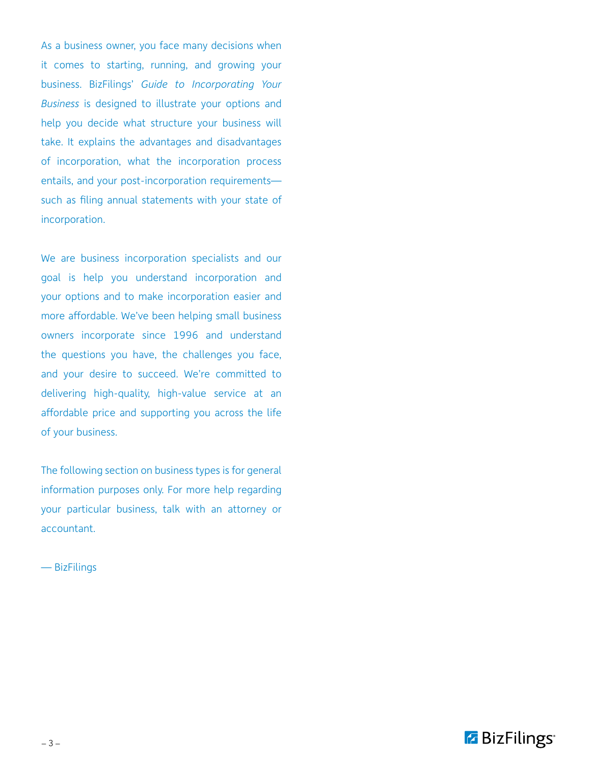As a business owner, you face many decisions when it comes to starting, running, and growing your business. BizFilings' *Guide to Incorporating Your Business* is designed to illustrate your options and help you decide what structure your business will take. It explains the advantages and disadvantages of incorporation, what the incorporation process entails, and your post-incorporation requirements—such as filing annual statements with your state of incorporation.

We are business incorporation specialists and our goal is help you understand incorporation and your options and to make incorporation easier and more affordable. We've been helping small business owners incorporate since 1996 and understand the questions you have, the challenges you face, and your desire to succeed. We're committed to delivering high-quality, high-value service at an affordable price and supporting you across the life of your business.

The following section on business types is for general information purposes only. For more help regarding your particular business, talk with an attorney or accountant.

— BizFilings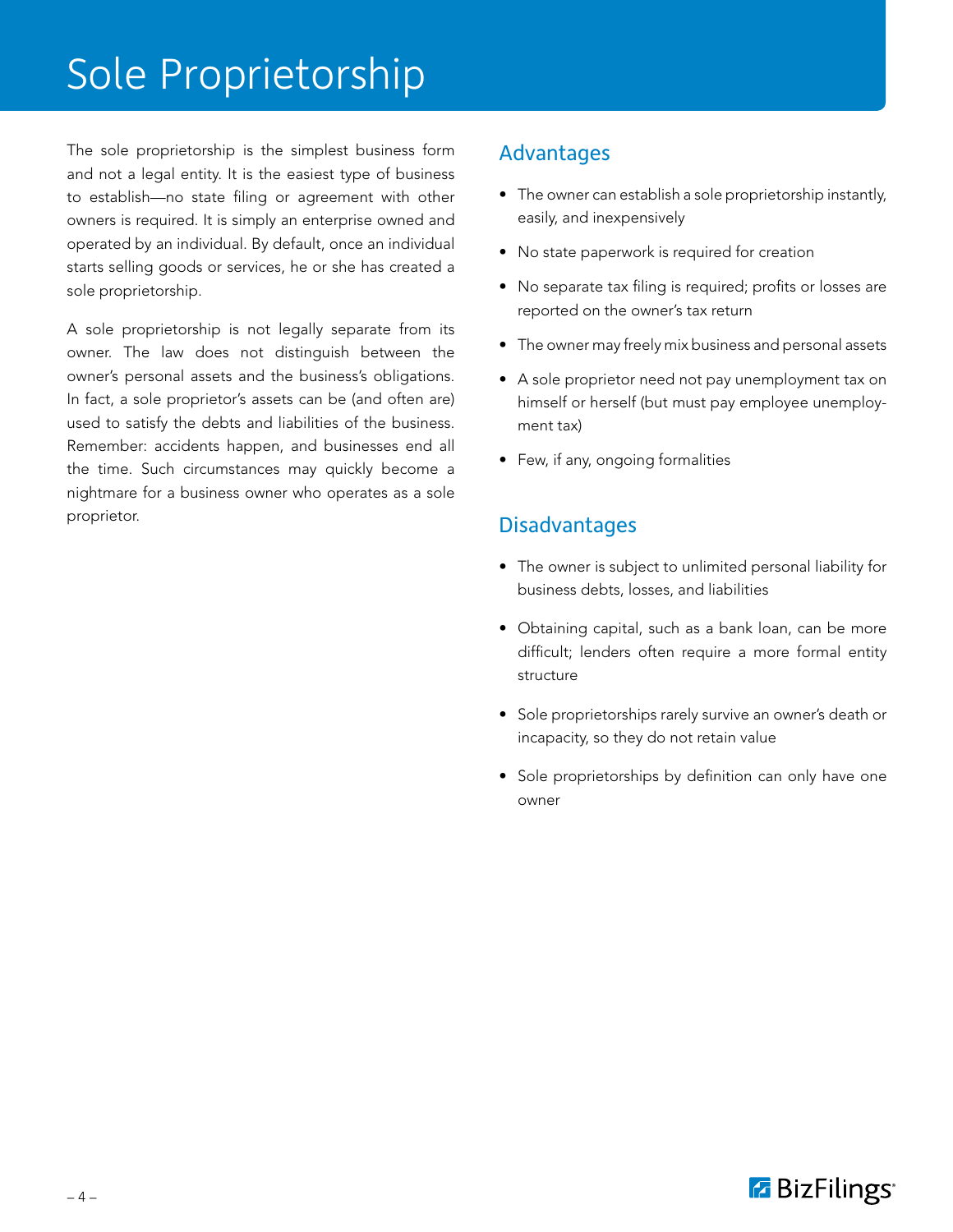# Sole Proprietorship

The sole proprietorship is the simplest business form and not a legal entity. It is the easiest type of business to establish—no state filing or agreement with other owners is required. It is simply an enterprise owned and operated by an individual. By default, once an individual starts selling goods or services, he or she has created a sole proprietorship.

A sole proprietorship is not legally separate from its owner. The law does not distinguish between the owner's personal assets and the business's obligations. In fact, a sole proprietor's assets can be (and often are) used to satisfy the debts and liabilities of the business. Remember: accidents happen, and businesses end all the time. Such circumstances may quickly become a nightmare for a business owner who operates as a sole proprietor.

## Advantages

- The owner can establish a sole proprietorship instantly, easily, and inexpensively
- No state paperwork is required for creation
- No separate tax filing is required; profits or losses are reported on the owner's tax return
- The owner may freely mix business and personal assets
- A sole proprietor need not pay unemployment tax on himself or herself (but must pay employee unemployment tax)
- Few, if any, ongoing formalities

## Disadvantages

- The owner is subject to unlimited personal liability for business debts, losses, and liabilities
- Obtaining capital, such as a bank loan, can be more difficult; lenders often require a more formal entity structure
- Sole proprietorships rarely survive an owner's death or incapacity, so they do not retain value
- Sole proprietorships by definition can only have one owner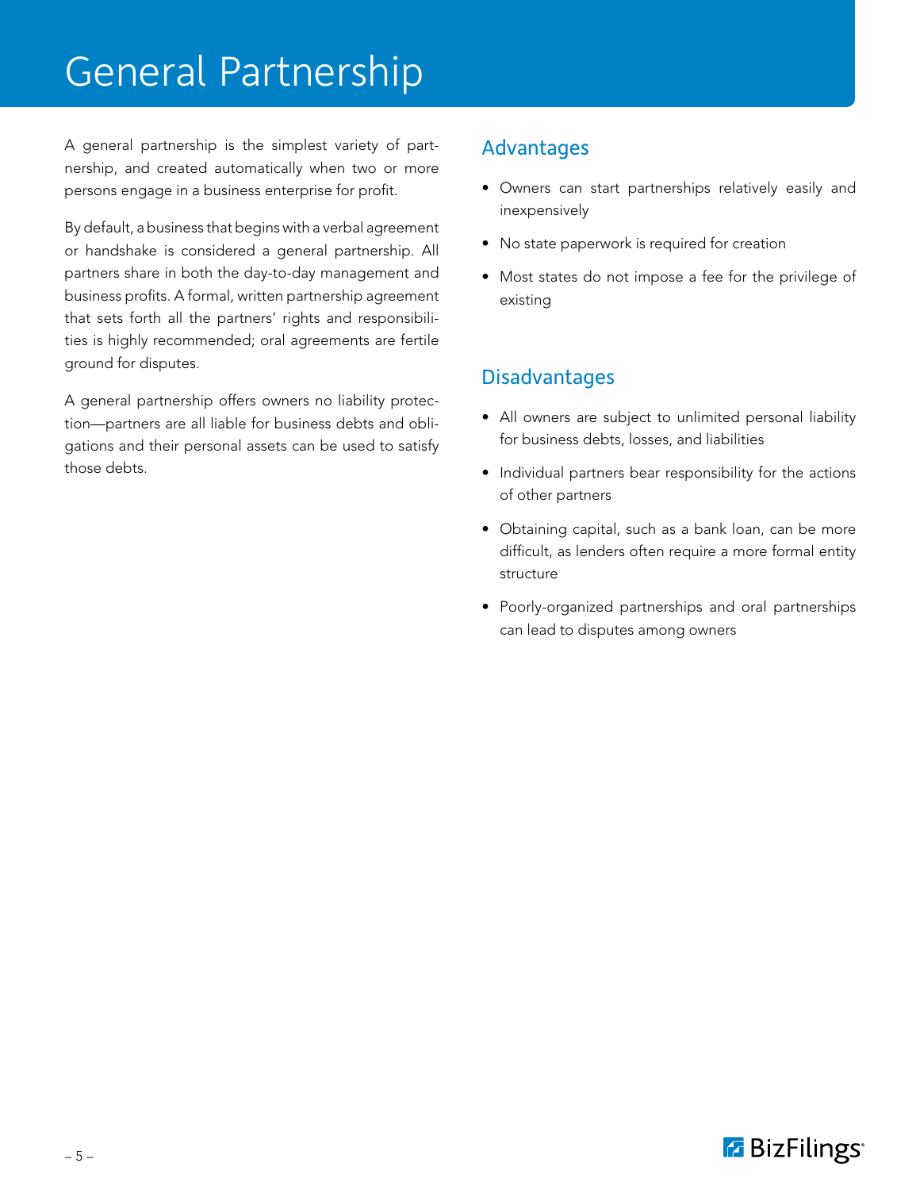# General Partnership

A general partnership is the simplest variety of partnership, and created automatically when two or more persons engage in a business enterprise for profit.

By default, a business that begins with a verbal agreement or handshake is considered a general partnership. All partners share in both the day-to-day management and business profits. A formal, written partnership agreement that sets forth all the partners' rights and responsibilities is highly recommended; oral agreements are fertile ground for disputes.

A general partnership offers owners no liability protection—partners are all liable for business debts and obligations and their personal assets can be used to satisfy those debts.

## Advantages

- Owners can start partnerships relatively easily and inexpensively
- No state paperwork is required for creation
- Most states do not impose a fee for the privilege of existing

## Disadvantages

- All owners are subject to unlimited personal liability for business debts, losses, and liabilities
- Individual partners bear responsibility for the actions of other partners
- Obtaining capital, such as a bank loan, can be more difficult, as lenders often require a more formal entity structure
- Poorly-organized partnerships and oral partnerships can lead to disputes among owners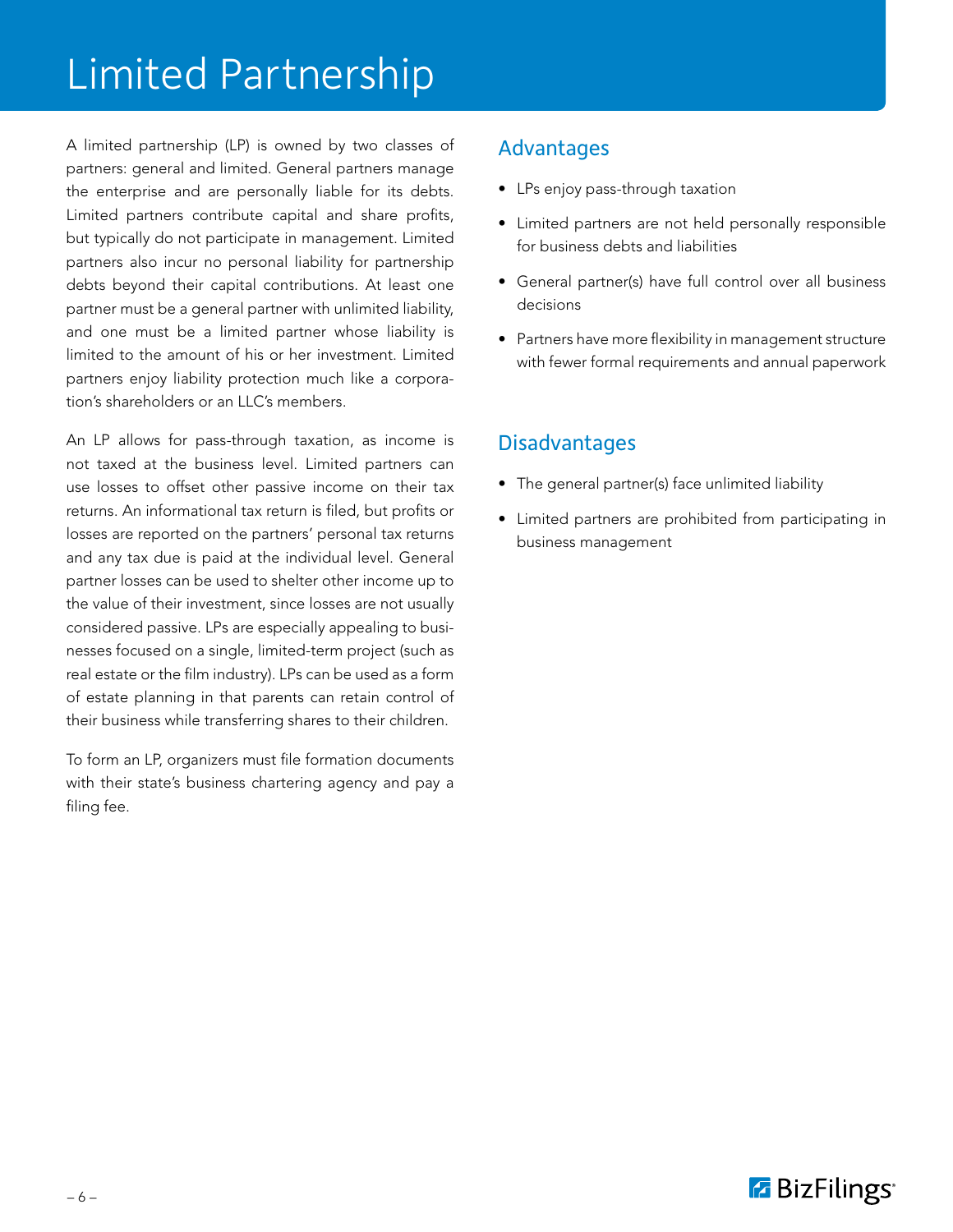# Limited Partnership

A limited partnership (LP) is owned by two classes of partners: general and limited. General partners manage the enterprise and are personally liable for its debts. Limited partners contribute capital and share profits, but typically do not participate in management. Limited partners also incur no personal liability for partnership debts beyond their capital contributions. At least one partner must be a general partner with unlimited liability, and one must be a limited partner whose liability is limited to the amount of his or her investment. Limited partners enjoy liability protection much like a corporation's shareholders or an LLC's members.

An LP allows for pass-through taxation, as income is not taxed at the business level. Limited partners can use losses to offset other passive income on their tax returns. An informational tax return is filed, but profits or losses are reported on the partners' personal tax returns and any tax due is paid at the individual level. General partner losses can be used to shelter other income up to the value of their investment, since losses are not usually considered passive. LPs are especially appealing to businesses focused on a single, limited-term project (such as real estate or the film industry). LPs can be used as a form of estate planning in that parents can retain control of their business while transferring shares to their children.

To form an LP, organizers must file formation documents with their state's business chartering agency and pay a filing fee.

## Advantages

- LPs enjoy pass-through taxation
- Limited partners are not held personally responsible for business debts and liabilities
- General partner(s) have full control over all business decisions
- Partners have more flexibility in management structure with fewer formal requirements and annual paperwork

## Disadvantages

- The general partner(s) face unlimited liability
- Limited partners are prohibited from participating in business management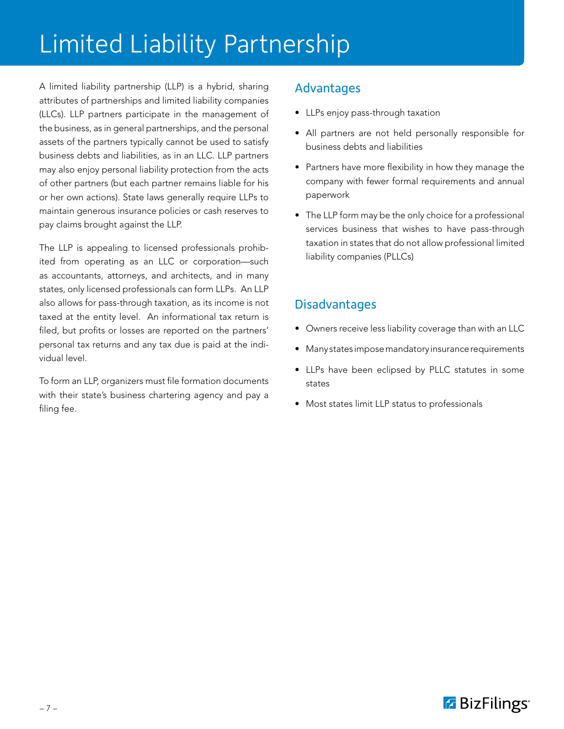# Limited Liability Partnership

A limited liability partnership (LLP) is a hybrid, sharing attributes of partnerships and limited liability companies (LLCs). LLP partners participate in the management of the business, as in general partnerships, and the personal assets of the partners typically cannot be used to satisfy business debts and liabilities, as in an LLC. LLP partners may also enjoy personal liability protection from the acts of other partners (but each partner remains liable for his or her own actions). State laws generally require LLPs to maintain generous insurance policies or cash reserves to pay claims brought against the LLP.

The LLP is appealing to licensed professionals prohibited from operating as an LLC or corporation—such as accountants, attorneys, and architects, and in many states, only licensed professionals can form LLPs. An LLP also allows for pass-through taxation, as its income is not taxed at the entity level. An informational tax return is filed, but profits or losses are reported on the partners' personal tax returns and any tax due is paid at the individual level.

To form an LLP, organizers must file formation documents with their state's business chartering agency and pay a filing fee.

## Advantages

- LLPs enjoy pass-through taxation
- All partners are not held personally responsible for business debts and liabilities
- Partners have more flexibility in how they manage the company with fewer formal requirements and annual paperwork
- The LLP form may be the only choice for a professional services business that wishes to have pass-through taxation in states that do not allow professional limited liability companies (PLLCs)

## Disadvantages

- Owners receive less liability coverage than with an LLC
- Many states impose mandatory insurance requirements
- LLPs have been eclipsed by PLLC statutes in some states
- Most states limit LLP status to professionals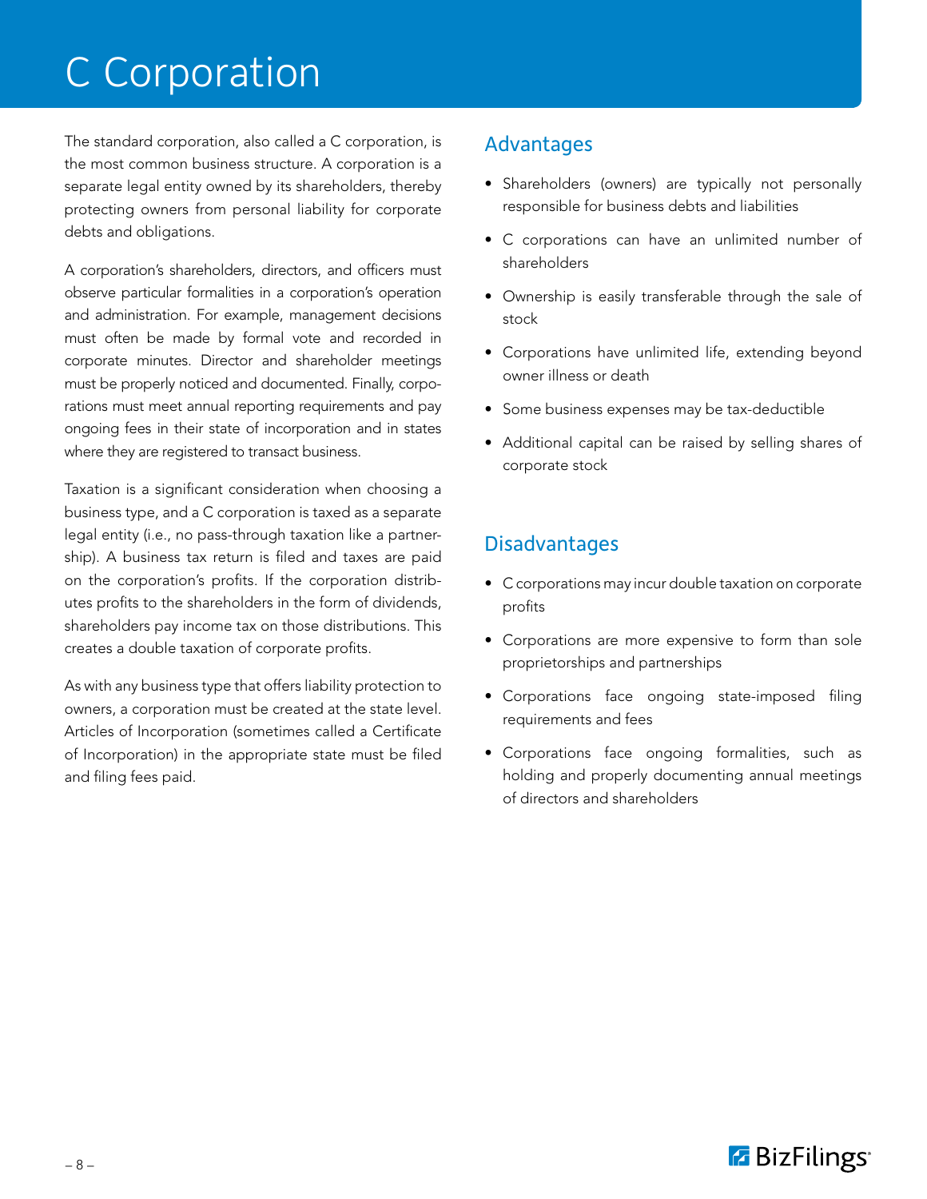# C Corporation

The standard corporation, also called a C corporation, is the most common business structure. A corporation is a separate legal entity owned by its shareholders, thereby protecting owners from personal liability for corporate debts and obligations.

A corporation's shareholders, directors, and officers must observe particular formalities in a corporation's operation and administration. For example, management decisions must often be made by formal vote and recorded in corporate minutes. Director and shareholder meetings must be properly noticed and documented. Finally, corporations must meet annual reporting requirements and pay ongoing fees in their state of incorporation and in states where they are registered to transact business.

Taxation is a significant consideration when choosing a business type, and a C corporation is taxed as a separate legal entity (i.e., no pass-through taxation like a partnership). A business tax return is filed and taxes are paid on the corporation's profits. If the corporation distributes profits to the shareholders in the form of dividends, shareholders pay income tax on those distributions. This creates a double taxation of corporate profits.

As with any business type that offers liability protection to owners, a corporation must be created at the state level. Articles of Incorporation (sometimes called a Certificate of Incorporation) in the appropriate state must be filed and filing fees paid.

## Advantages

- Shareholders (owners) are typically not personally responsible for business debts and liabilities
- C corporations can have an unlimited number of shareholders
- Ownership is easily transferable through the sale of stock
- Corporations have unlimited life, extending beyond owner illness or death
- Some business expenses may be tax-deductible
- Additional capital can be raised by selling shares of corporate stock

## Disadvantages

- C corporations may incur double taxation on corporate profits
- Corporations are more expensive to form than sole proprietorships and partnerships
- Corporations face ongoing state-imposed filing requirements and fees
- Corporations face ongoing formalities, such as holding and properly documenting annual meetings of directors and shareholders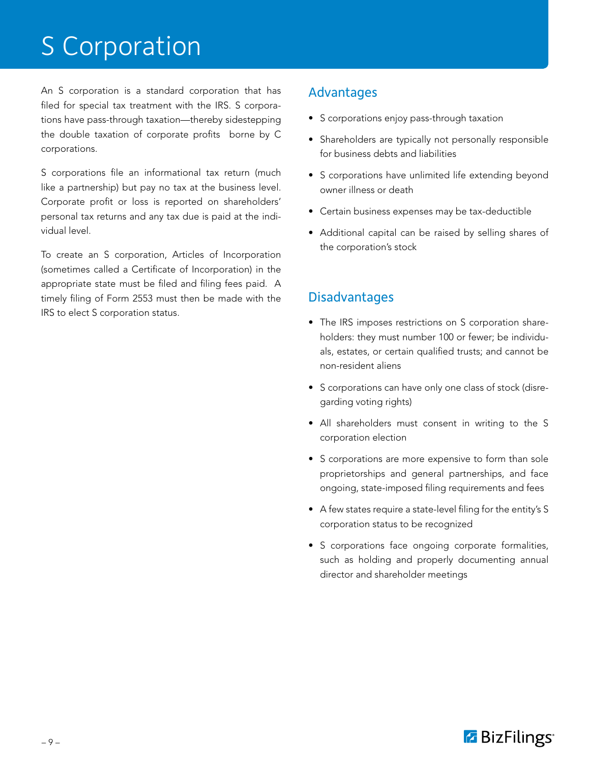# S Corporation

An S corporation is a standard corporation that has filed for special tax treatment with the IRS. S corporations have pass-through taxation—thereby sidestepping the double taxation of corporate profits borne by C corporations.

S corporations file an informational tax return (much like a partnership) but pay no tax at the business level. Corporate profit or loss is reported on shareholders' personal tax returns and any tax due is paid at the individual level.

To create an S corporation, Articles of Incorporation (sometimes called a Certificate of Incorporation) in the appropriate state must be filed and filing fees paid. A timely filing of Form 2553 must then be made with the IRS to elect S corporation status.

## Advantages

- S corporations enjoy pass-through taxation
- Shareholders are typically not personally responsible for business debts and liabilities
- S corporations have unlimited life extending beyond owner illness or death
- Certain business expenses may be tax-deductible
- Additional capital can be raised by selling shares of the corporation's stock

## Disadvantages

- The IRS imposes restrictions on S corporation shareholders: they must number 100 or fewer; be individuals, estates, or certain qualified trusts; and cannot be non-resident aliens
- S corporations can have only one class of stock (disregarding voting rights)
- All shareholders must consent in writing to the S corporation election
- S corporations are more expensive to form than sole proprietorships and general partnerships, and face ongoing, state-imposed filing requirements and fees
- A few states require a state-level filing for the entity's S corporation status to be recognized
- S corporations face ongoing corporate formalities, such as holding and properly documenting annual director and shareholder meetings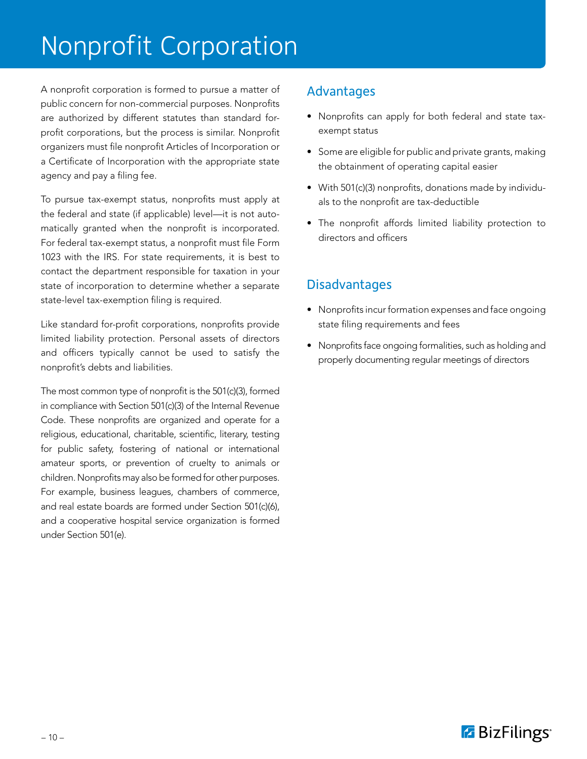# Nonprofit Corporation

A nonprofit corporation is formed to pursue a matter of public concern for non-commercial purposes. Nonprofits are authorized by different statutes than standard for-profit corporations, but the process is similar. Nonprofit organizers must file nonprofit Articles of Incorporation or a Certificate of Incorporation with the appropriate state agency and pay a filing fee.

To pursue tax-exempt status, nonprofits must apply at the federal and state (if applicable) level—it is not automatically granted when the nonprofit is incorporated. For federal tax-exempt status, a nonprofit must file Form 1023 with the IRS. For state requirements, it is best to contact the department responsible for taxation in your state of incorporation to determine whether a separate state-level tax-exemption filing is required.

Like standard for-profit corporations, nonprofits provide limited liability protection. Personal assets of directors and officers typically cannot be used to satisfy the nonprofit's debts and liabilities.

The most common type of nonprofit is the 501(c)(3), formed in compliance with Section 501(c)(3) of the Internal Revenue Code. These nonprofits are organized and operate for a religious, educational, charitable, scientific, literary, testing for public safety, fostering of national or international amateur sports, or prevention of cruelty to animals or children. Nonprofits may also be formed for other purposes. For example, business leagues, chambers of commerce, and real estate boards are formed under Section 501(c)(6), and a cooperative hospital service organization is formed under Section 501(e).

## Advantages

- Nonprofits can apply for both federal and state tax-exempt status
- Some are eligible for public and private grants, making the obtainment of operating capital easier
- With 501(c)(3) nonprofits, donations made by individuals to the nonprofit are tax-deductible
- The nonprofit affords limited liability protection to directors and officers

## Disadvantages

- Nonprofits incur formation expenses and face ongoing state filing requirements and fees
- Nonprofits face ongoing formalities, such as holding and properly documenting regular meetings of directors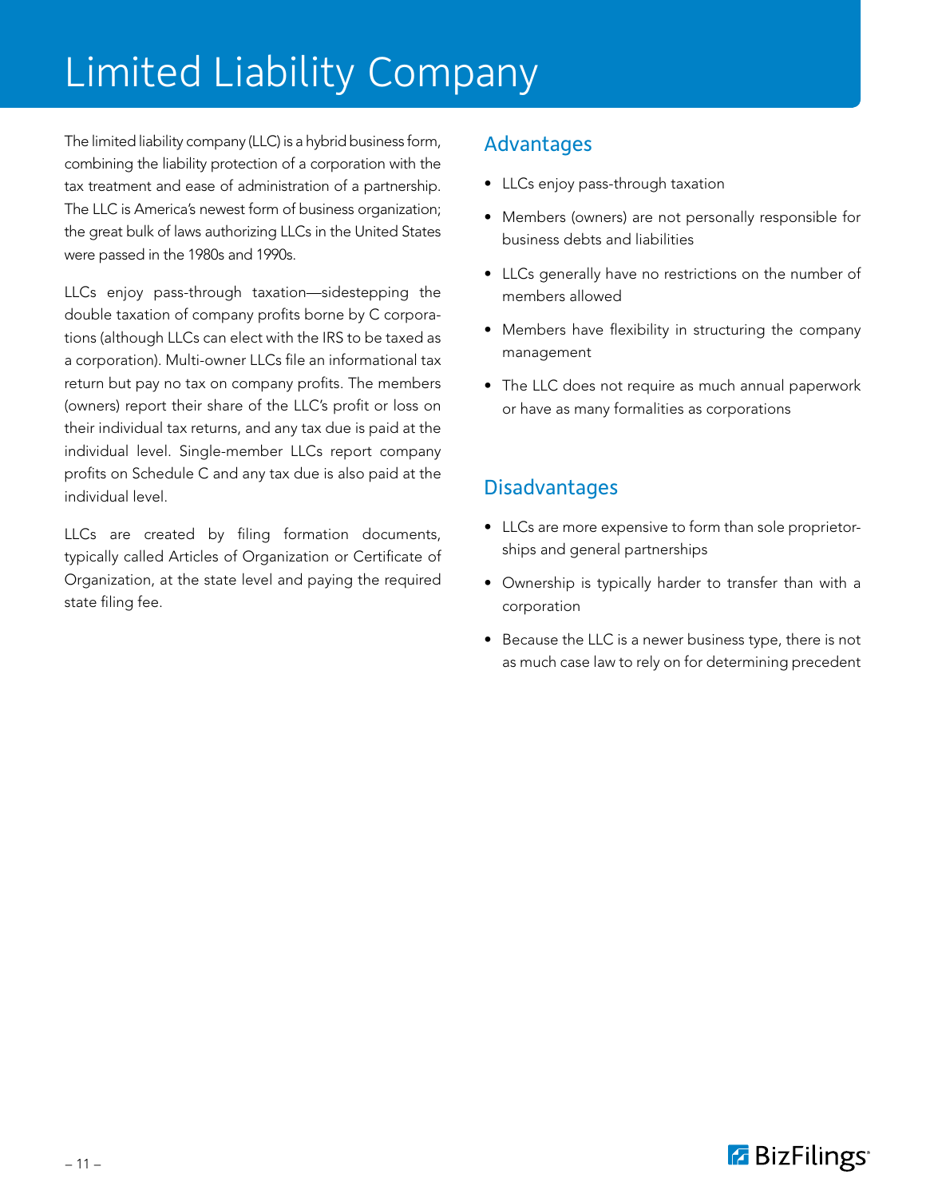# Limited Liability Company

The limited liability company (LLC) is a hybrid business form, combining the liability protection of a corporation with the tax treatment and ease of administration of a partnership. The LLC is America's newest form of business organization; the great bulk of laws authorizing LLCs in the United States were passed in the 1980s and 1990s.

LLCs enjoy pass-through taxation—sidestepping the double taxation of company profits borne by C corporations (although LLCs can elect with the IRS to be taxed as a corporation). Multi-owner LLCs file an informational tax return but pay no tax on company profits. The members (owners) report their share of the LLC's profit or loss on their individual tax returns, and any tax due is paid at the individual level. Single-member LLCs report company profits on Schedule C and any tax due is also paid at the individual level.

LLCs are created by filing formation documents, typically called Articles of Organization or Certificate of Organization, at the state level and paying the required state filing fee.

## Advantages

- LLCs enjoy pass-through taxation
- Members (owners) are not personally responsible for business debts and liabilities
- LLCs generally have no restrictions on the number of members allowed
- Members have flexibility in structuring the company management
- The LLC does not require as much annual paperwork or have as many formalities as corporations

## Disadvantages

- LLCs are more expensive to form than sole proprietorships and general partnerships
- Ownership is typically harder to transfer than with a corporation
- Because the LLC is a newer business type, there is not as much case law to rely on for determining precedent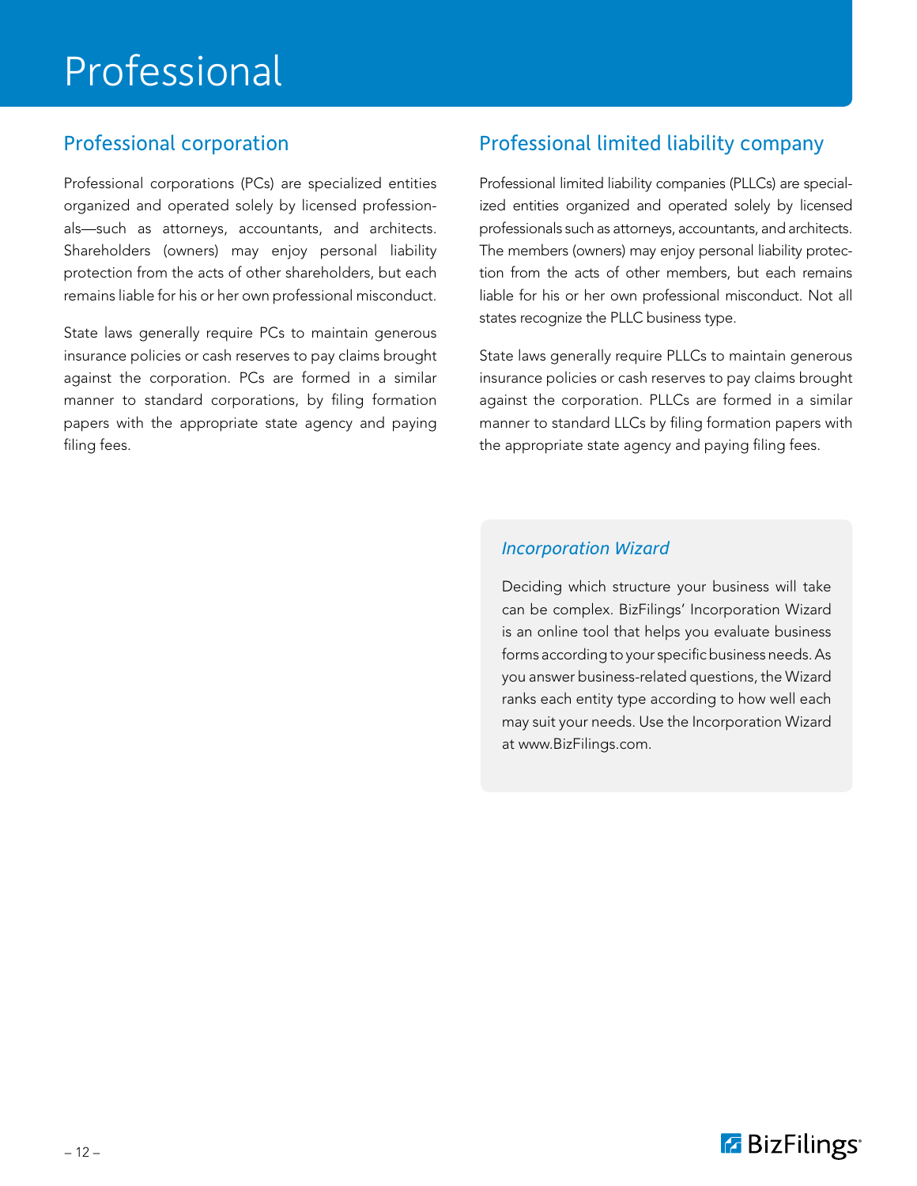# Professional

## Professional corporation

Professional corporations (PCs) are specialized entities organized and operated solely by licensed professionals—such as attorneys, accountants, and architects. Shareholders (owners) may enjoy personal liability protection from the acts of other shareholders, but each remains liable for his or her own professional misconduct.

State laws generally require PCs to maintain generous insurance policies or cash reserves to pay claims brought against the corporation. PCs are formed in a similar manner to standard corporations, by filing formation papers with the appropriate state agency and paying filing fees.

## Professional limited liability company

Professional limited liability companies (PLLCs) are specialized entities organized and operated solely by licensed professionals such as attorneys, accountants, and architects. The members (owners) may enjoy personal liability protection from the acts of other members, but each remains liable for his or her own professional misconduct. Not all states recognize the PLLC business type.

State laws generally require PLLCs to maintain generous insurance policies or cash reserves to pay claims brought against the corporation. PLLCs are formed in a similar manner to standard LLCs by filing formation papers with the appropriate state agency and paying filing fees.

### *Incorporation Wizard*

Deciding which structure your business will take can be complex. BizFilings' Incorporation Wizard is an online tool that helps you evaluate business forms according to your specific business needs. As you answer business-related questions, the Wizard ranks each entity type according to how well each may suit your needs. Use the Incorporation Wizard at www.BizFilings.com.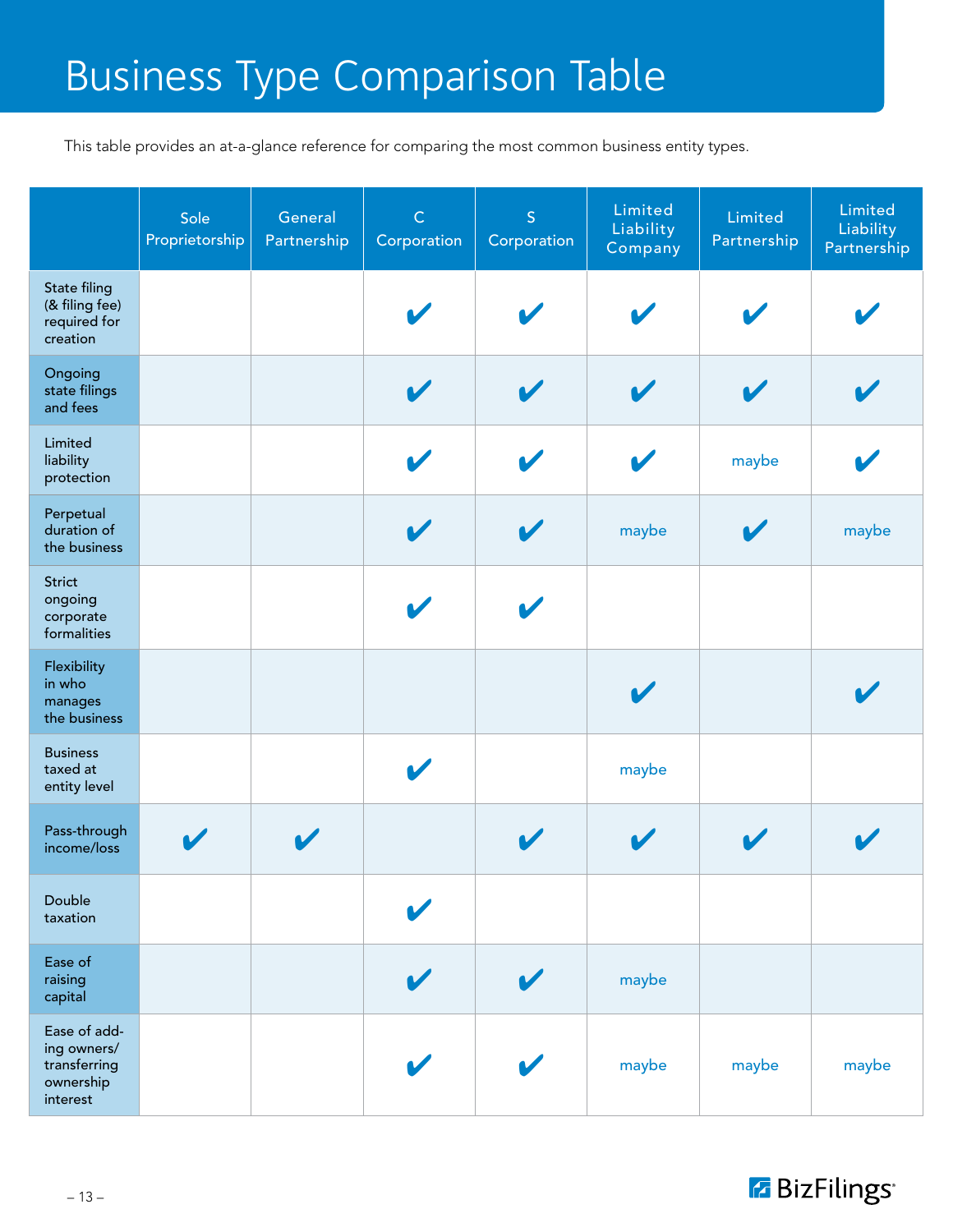# Business Type Comparison Table

This table provides an at-a-glance reference for comparing the most common business entity types.

| | Sole Proprietorship | General Partnership | C Corporation | S Corporation | Limited Liability Company | Limited Partnership | Limited Liability Partnership |
|---|---|---|---|---|---|---|---|
| State filing (& filing fee) required for creation | | | ✔ | ✔ | ✔ | ✔ | ✔ |
| Ongoing state filings and fees | | | ✔ | ✔ | ✔ | ✔ | ✔ |
| Limited liability protection | | | ✔ | ✔ | ✔ | maybe | ✔ |
| Perpetual duration of the business | | | ✔ | ✔ | maybe | ✔ | maybe |
| Strict ongoing corporate formalities | | | ✔ | ✔ | | | |
| Flexibility in who manages the business | | | | | ✔ | | ✔ |
| Business taxed at entity level | | | ✔ | | maybe | | |
| Pass-through income/loss | ✔ | ✔ | | ✔ | ✔ | ✔ | ✔ |
| Double taxation | | | ✔ | | | | |
| Ease of raising capital | | | ✔ | ✔ | maybe | | |
| Ease of adding owners/ transferring ownership interest | | | ✔ | ✔ | maybe | maybe | maybe |

BizFilings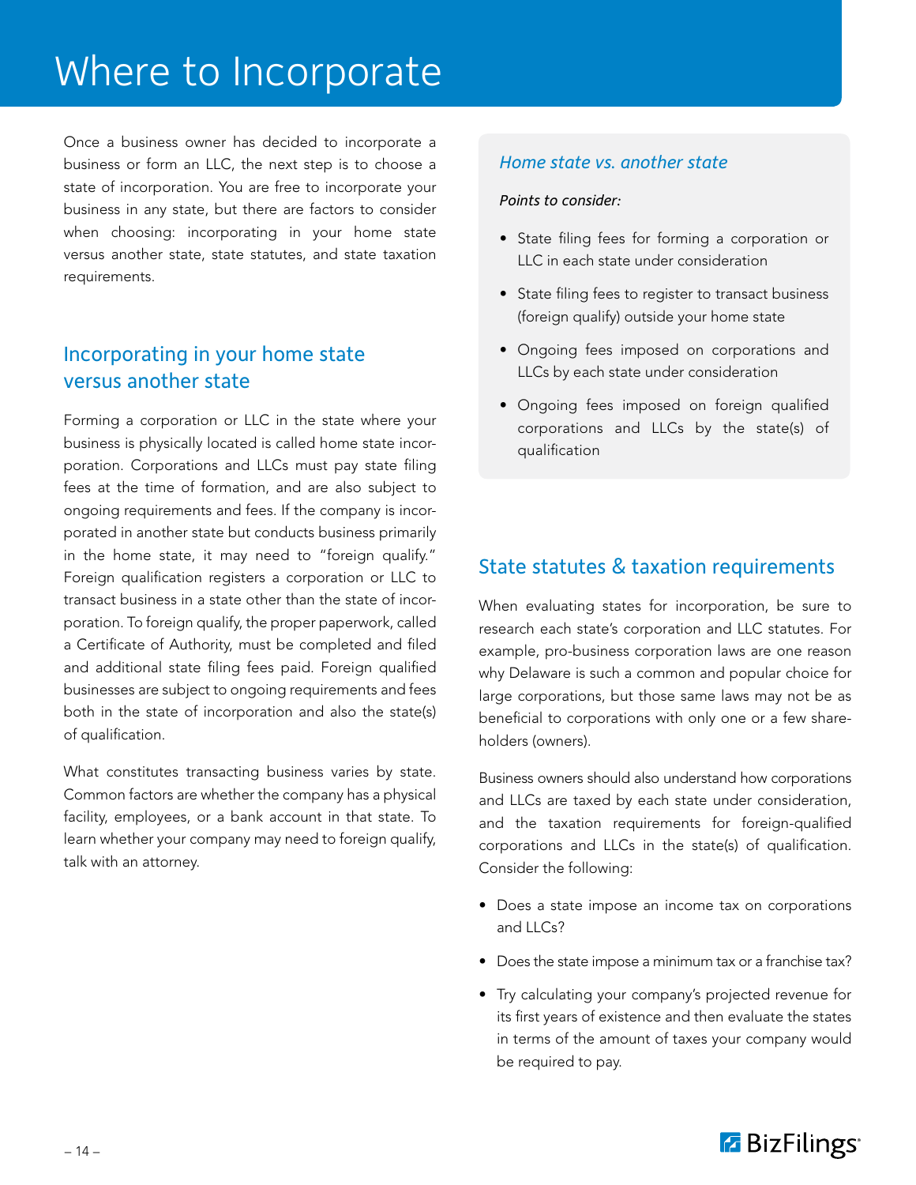# Where to Incorporate

Once a business owner has decided to incorporate a business or form an LLC, the next step is to choose a state of incorporation. You are free to incorporate your business in any state, but there are factors to consider when choosing: incorporating in your home state versus another state, state statutes, and state taxation requirements.

## Incorporating in your home state versus another state

Forming a corporation or LLC in the state where your business is physically located is called home state incorporation. Corporations and LLCs must pay state filing fees at the time of formation, and are also subject to ongoing requirements and fees. If the company is incorporated in another state but conducts business primarily in the home state, it may need to "foreign qualify." Foreign qualification registers a corporation or LLC to transact business in a state other than the state of incorporation. To foreign qualify, the proper paperwork, called a Certificate of Authority, must be completed and filed and additional state filing fees paid. Foreign qualified businesses are subject to ongoing requirements and fees both in the state of incorporation and also the state(s) of qualification.

What constitutes transacting business varies by state. Common factors are whether the company has a physical facility, employees, or a bank account in that state. To learn whether your company may need to foreign qualify, talk with an attorney.

### *Home state vs. another state*

*Points to consider:*

- State filing fees for forming a corporation or LLC in each state under consideration
- State filing fees to register to transact business (foreign qualify) outside your home state
- Ongoing fees imposed on corporations and LLCs by each state under consideration
- Ongoing fees imposed on foreign qualified corporations and LLCs by the state(s) of qualification

## State statutes & taxation requirements

When evaluating states for incorporation, be sure to research each state's corporation and LLC statutes. For example, pro-business corporation laws are one reason why Delaware is such a common and popular choice for large corporations, but those same laws may not be as beneficial to corporations with only one or a few shareholders (owners).

Business owners should also understand how corporations and LLCs are taxed by each state under consideration, and the taxation requirements for foreign-qualified corporations and LLCs in the state(s) of qualification. Consider the following:

- Does a state impose an income tax on corporations and LLCs?
- Does the state impose a minimum tax or a franchise tax?
- Try calculating your company's projected revenue for its first years of existence and then evaluate the states in terms of the amount of taxes your company would be required to pay.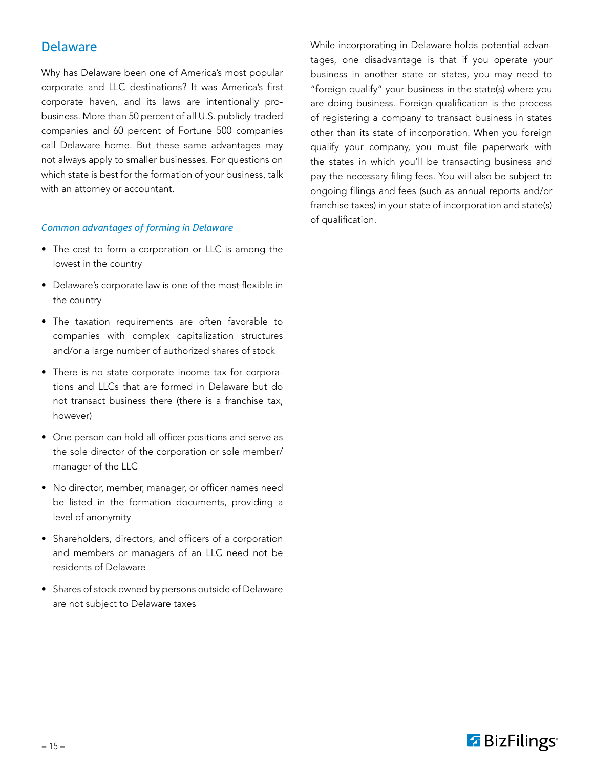## Delaware

Why has Delaware been one of America's most popular corporate and LLC destinations? It was America's first corporate haven, and its laws are intentionally pro-business. More than 50 percent of all U.S. publicly-traded companies and 60 percent of Fortune 500 companies call Delaware home. But these same advantages may not always apply to smaller businesses. For questions on which state is best for the formation of your business, talk with an attorney or accountant.

### *Common advantages of forming in Delaware*

- The cost to form a corporation or LLC is among the lowest in the country
- Delaware's corporate law is one of the most flexible in the country
- The taxation requirements are often favorable to companies with complex capitalization structures and/or a large number of authorized shares of stock
- There is no state corporate income tax for corporations and LLCs that are formed in Delaware but do not transact business there (there is a franchise tax, however)
- One person can hold all officer positions and serve as the sole director of the corporation or sole member/manager of the LLC
- No director, member, manager, or officer names need be listed in the formation documents, providing a level of anonymity
- Shareholders, directors, and officers of a corporation and members or managers of an LLC need not be residents of Delaware
- Shares of stock owned by persons outside of Delaware are not subject to Delaware taxes

While incorporating in Delaware holds potential advantages, one disadvantage is that if you operate your business in another state or states, you may need to "foreign qualify" your business in the state(s) where you are doing business. Foreign qualification is the process of registering a company to transact business in states other than its state of incorporation. When you foreign qualify your company, you must file paperwork with the states in which you'll be transacting business and pay the necessary filing fees. You will also be subject to ongoing filings and fees (such as annual reports and/or franchise taxes) in your state of incorporation and state(s) of qualification.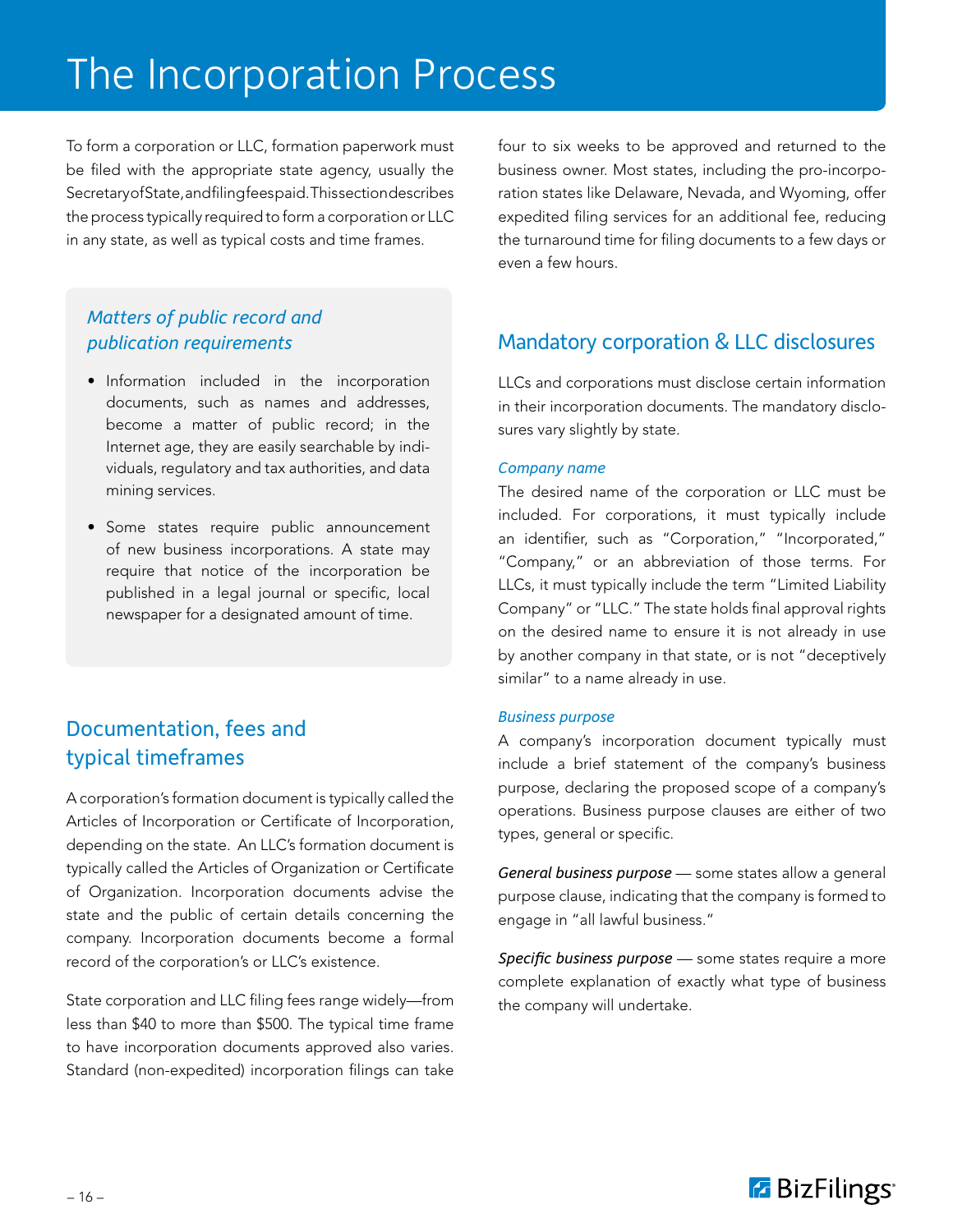# The Incorporation Process

To form a corporation or LLC, formation paperwork must be filed with the appropriate state agency, usually the Secretary of State, and filing fees paid. This section describes the process typically required to form a corporation or LLC in any state, as well as typical costs and time frames.

### *Matters of public record and publication requirements*

- Information included in the incorporation documents, such as names and addresses, become a matter of public record; in the Internet age, they are easily searchable by individuals, regulatory and tax authorities, and data mining services.
- Some states require public announcement of new business incorporations. A state may require that notice of the incorporation be published in a legal journal or specific, local newspaper for a designated amount of time.

## Documentation, fees and typical timeframes

A corporation's formation document is typically called the Articles of Incorporation or Certificate of Incorporation, depending on the state. An LLC's formation document is typically called the Articles of Organization or Certificate of Organization. Incorporation documents advise the state and the public of certain details concerning the company. Incorporation documents become a formal record of the corporation's or LLC's existence.

State corporation and LLC filing fees range widely—from less than $40 to more than $500. The typical time frame to have incorporation documents approved also varies. Standard (non-expedited) incorporation filings can take four to six weeks to be approved and returned to the business owner. Most states, including the pro-incorporation states like Delaware, Nevada, and Wyoming, offer expedited filing services for an additional fee, reducing the turnaround time for filing documents to a few days or even a few hours.

## Mandatory corporation & LLC disclosures

LLCs and corporations must disclose certain information in their incorporation documents. The mandatory disclosures vary slightly by state.

#### *Company name*

The desired name of the corporation or LLC must be included. For corporations, it must typically include an identifier, such as "Corporation," "Incorporated," "Company," or an abbreviation of those terms. For LLCs, it must typically include the term "Limited Liability Company" or "LLC." The state holds final approval rights on the desired name to ensure it is not already in use by another company in that state, or is not "deceptively similar" to a name already in use.

#### *Business purpose*

A company's incorporation document typically must include a brief statement of the company's business purpose, declaring the proposed scope of a company's operations. Business purpose clauses are either of two types, general or specific.

*General business purpose* — some states allow a general purpose clause, indicating that the company is formed to engage in "all lawful business."

*Specific business purpose* — some states require a more complete explanation of exactly what type of business the company will undertake.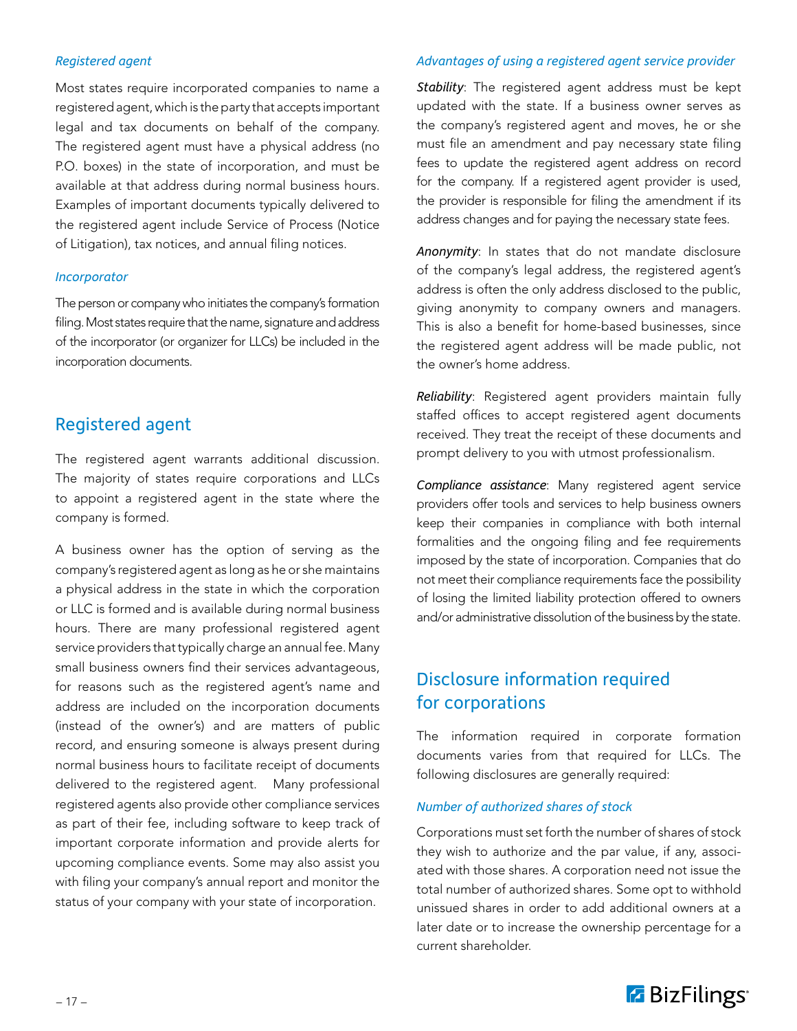### *Registered agent*

Most states require incorporated companies to name a registered agent, which is the party that accepts important legal and tax documents on behalf of the company. The registered agent must have a physical address (no P.O. boxes) in the state of incorporation, and must be available at that address during normal business hours. Examples of important documents typically delivered to the registered agent include Service of Process (Notice of Litigation), tax notices, and annual filing notices.

### *Incorporator*

The person or company who initiates the company's formation filing. Most states require that the name, signature and address of the incorporator (or organizer for LLCs) be included in the incorporation documents.

## Registered agent

The registered agent warrants additional discussion. The majority of states require corporations and LLCs to appoint a registered agent in the state where the company is formed.

A business owner has the option of serving as the company's registered agent as long as he or she maintains a physical address in the state in which the corporation or LLC is formed and is available during normal business hours. There are many professional registered agent service providers that typically charge an annual fee. Many small business owners find their services advantageous, for reasons such as the registered agent's name and address are included on the incorporation documents (instead of the owner's) and are matters of public record, and ensuring someone is always present during normal business hours to facilitate receipt of documents delivered to the registered agent. Many professional registered agents also provide other compliance services as part of their fee, including software to keep track of important corporate information and provide alerts for upcoming compliance events. Some may also assist you with filing your company's annual report and monitor the status of your company with your state of incorporation.

### *Advantages of using a registered agent service provider*

***Stability***: The registered agent address must be kept updated with the state. If a business owner serves as the company's registered agent and moves, he or she must file an amendment and pay necessary state filing fees to update the registered agent address on record for the company. If a registered agent provider is used, the provider is responsible for filing the amendment if its address changes and for paying the necessary state fees.

***Anonymity***: In states that do not mandate disclosure of the company's legal address, the registered agent's address is often the only address disclosed to the public, giving anonymity to company owners and managers. This is also a benefit for home-based businesses, since the registered agent address will be made public, not the owner's home address.

***Reliability***: Registered agent providers maintain fully staffed offices to accept registered agent documents received. They treat the receipt of these documents and prompt delivery to you with utmost professionalism.

***Compliance assistance***: Many registered agent service providers offer tools and services to help business owners keep their companies in compliance with both internal formalities and the ongoing filing and fee requirements imposed by the state of incorporation. Companies that do not meet their compliance requirements face the possibility of losing the limited liability protection offered to owners and/or administrative dissolution of the business by the state.

## Disclosure information required for corporations

The information required in corporate formation documents varies from that required for LLCs. The following disclosures are generally required:

### *Number of authorized shares of stock*

Corporations must set forth the number of shares of stock they wish to authorize and the par value, if any, associated with those shares. A corporation need not issue the total number of authorized shares. Some opt to withhold unissued shares in order to add additional owners at a later date or to increase the ownership percentage for a current shareholder.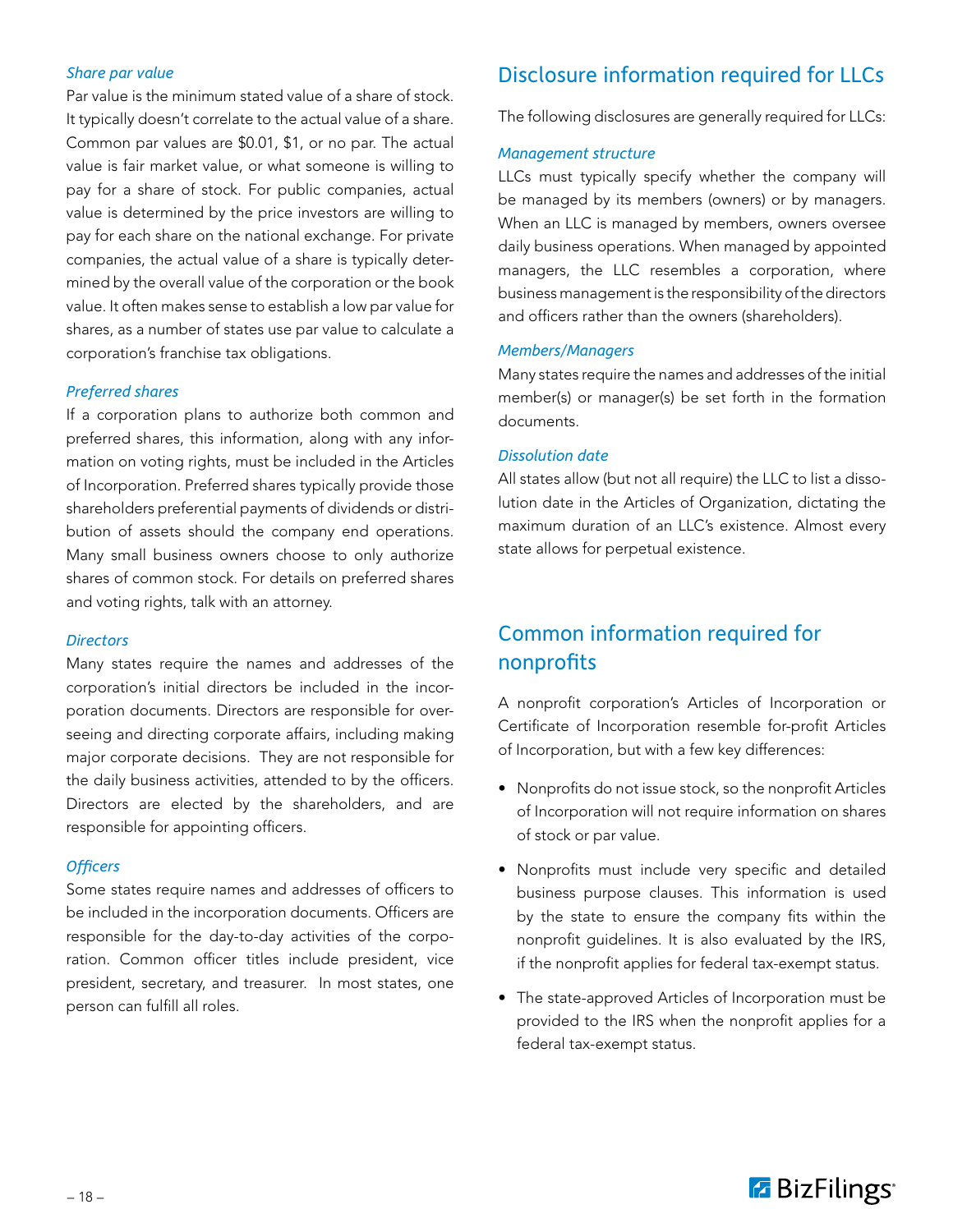### *Share par value*

Par value is the minimum stated value of a share of stock. It typically doesn't correlate to the actual value of a share. Common par values are $0.01, $1, or no par. The actual value is fair market value, or what someone is willing to pay for a share of stock. For public companies, actual value is determined by the price investors are willing to pay for each share on the national exchange. For private companies, the actual value of a share is typically determined by the overall value of the corporation or the book value. It often makes sense to establish a low par value for shares, as a number of states use par value to calculate a corporation's franchise tax obligations.

### *Preferred shares*

If a corporation plans to authorize both common and preferred shares, this information, along with any information on voting rights, must be included in the Articles of Incorporation. Preferred shares typically provide those shareholders preferential payments of dividends or distribution of assets should the company end operations. Many small business owners choose to only authorize shares of common stock. For details on preferred shares and voting rights, talk with an attorney.

### *Directors*

Many states require the names and addresses of the corporation's initial directors be included in the incorporation documents. Directors are responsible for overseeing and directing corporate affairs, including making major corporate decisions. They are not responsible for the daily business activities, attended to by the officers. Directors are elected by the shareholders, and are responsible for appointing officers.

### *Officers*

Some states require names and addresses of officers to be included in the incorporation documents. Officers are responsible for the day-to-day activities of the corporation. Common officer titles include president, vice president, secretary, and treasurer. In most states, one person can fulfill all roles.

## Disclosure information required for LLCs

The following disclosures are generally required for LLCs:

### *Management structure*

LLCs must typically specify whether the company will be managed by its members (owners) or by managers. When an LLC is managed by members, owners oversee daily business operations. When managed by appointed managers, the LLC resembles a corporation, where business management is the responsibility of the directors and officers rather than the owners (shareholders).

### *Members/Managers*

Many states require the names and addresses of the initial member(s) or manager(s) be set forth in the formation documents.

### *Dissolution date*

All states allow (but not all require) the LLC to list a dissolution date in the Articles of Organization, dictating the maximum duration of an LLC's existence. Almost every state allows for perpetual existence.

## Common information required for nonprofits

A nonprofit corporation's Articles of Incorporation or Certificate of Incorporation resemble for-profit Articles of Incorporation, but with a few key differences:

- Nonprofits do not issue stock, so the nonprofit Articles of Incorporation will not require information on shares of stock or par value.
- Nonprofits must include very specific and detailed business purpose clauses. This information is used by the state to ensure the company fits within the nonprofit guidelines. It is also evaluated by the IRS, if the nonprofit applies for federal tax-exempt status.
- The state-approved Articles of Incorporation must be provided to the IRS when the nonprofit applies for a federal tax-exempt status.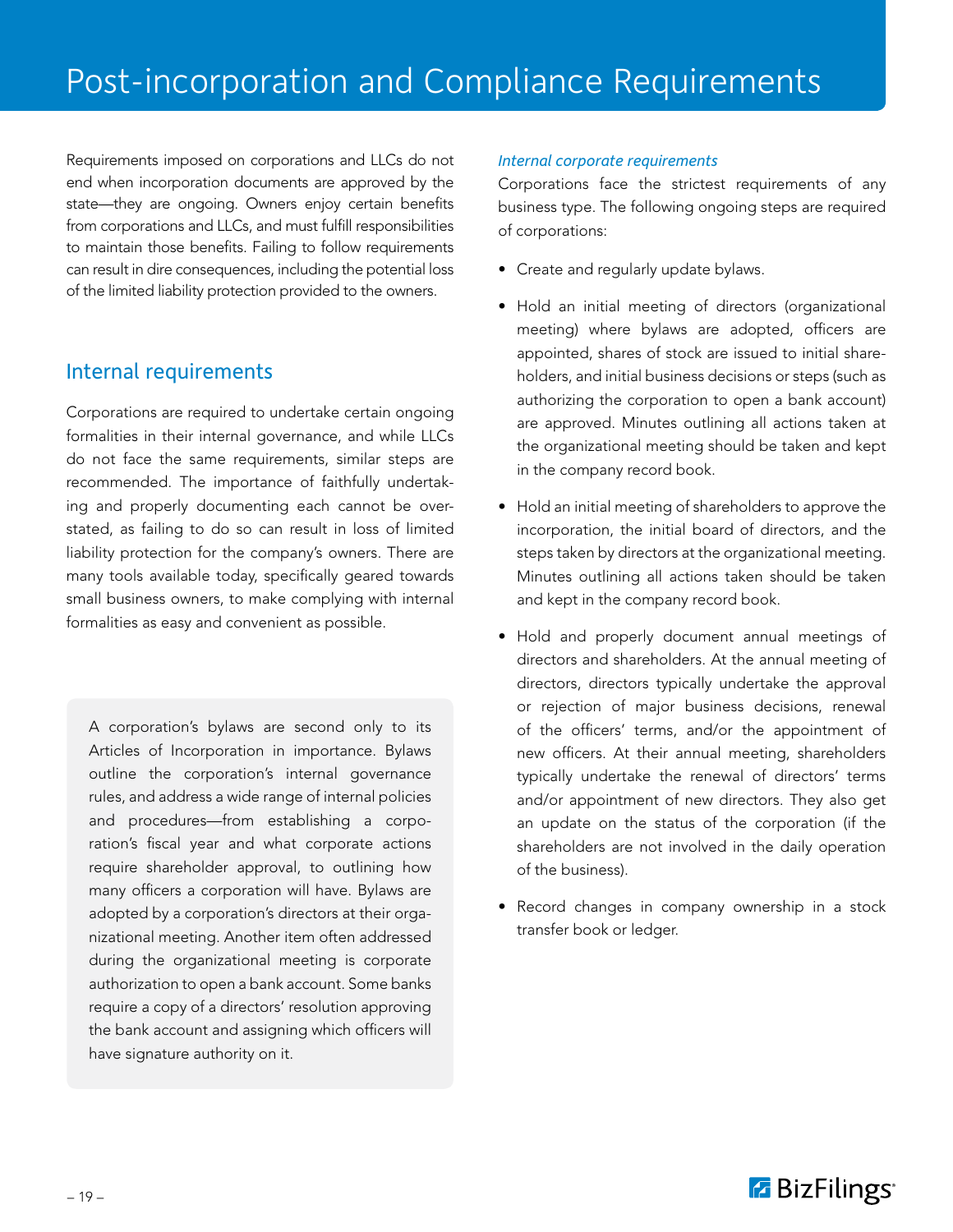# Post-incorporation and Compliance Requirements

Requirements imposed on corporations and LLCs do not end when incorporation documents are approved by the state—they are ongoing. Owners enjoy certain benefits from corporations and LLCs, and must fulfill responsibilities to maintain those benefits. Failing to follow requirements can result in dire consequences, including the potential loss of the limited liability protection provided to the owners.

## Internal requirements

Corporations are required to undertake certain ongoing formalities in their internal governance, and while LLCs do not face the same requirements, similar steps are recommended. The importance of faithfully undertaking and properly documenting each cannot be overstated, as failing to do so can result in loss of limited liability protection for the company's owners. There are many tools available today, specifically geared towards small business owners, to make complying with internal formalities as easy and convenient as possible.

> A corporation's bylaws are second only to its Articles of Incorporation in importance. Bylaws outline the corporation's internal governance rules, and address a wide range of internal policies and procedures—from establishing a corporation's fiscal year and what corporate actions require shareholder approval, to outlining how many officers a corporation will have. Bylaws are adopted by a corporation's directors at their organizational meeting. Another item often addressed during the organizational meeting is corporate authorization to open a bank account. Some banks require a copy of a directors' resolution approving the bank account and assigning which officers will have signature authority on it.

### *Internal corporate requirements*

Corporations face the strictest requirements of any business type. The following ongoing steps are required of corporations:

- Create and regularly update bylaws.
- Hold an initial meeting of directors (organizational meeting) where bylaws are adopted, officers are appointed, shares of stock are issued to initial shareholders, and initial business decisions or steps (such as authorizing the corporation to open a bank account) are approved. Minutes outlining all actions taken at the organizational meeting should be taken and kept in the company record book.
- Hold an initial meeting of shareholders to approve the incorporation, the initial board of directors, and the steps taken by directors at the organizational meeting. Minutes outlining all actions taken should be taken and kept in the company record book.
- Hold and properly document annual meetings of directors and shareholders. At the annual meeting of directors, directors typically undertake the approval or rejection of major business decisions, renewal of the officers' terms, and/or the appointment of new officers. At their annual meeting, shareholders typically undertake the renewal of directors' terms and/or appointment of new directors. They also get an update on the status of the corporation (if the shareholders are not involved in the daily operation of the business).
- Record changes in company ownership in a stock transfer book or ledger.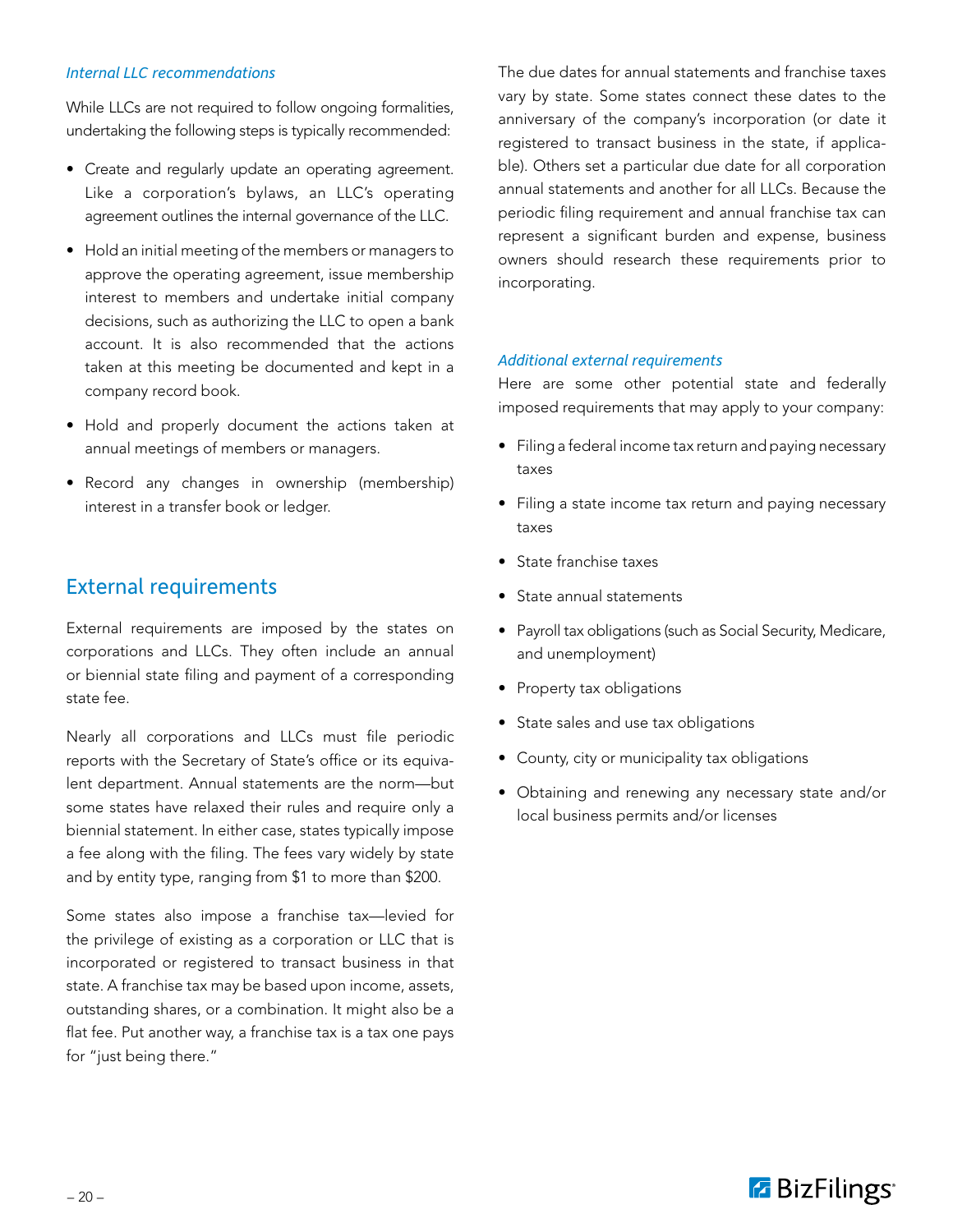### *Internal LLC recommendations*

While LLCs are not required to follow ongoing formalities, undertaking the following steps is typically recommended:

- Create and regularly update an operating agreement. Like a corporation's bylaws, an LLC's operating agreement outlines the internal governance of the LLC.
- Hold an initial meeting of the members or managers to approve the operating agreement, issue membership interest to members and undertake initial company decisions, such as authorizing the LLC to open a bank account. It is also recommended that the actions taken at this meeting be documented and kept in a company record book.
- Hold and properly document the actions taken at annual meetings of members or managers.
- Record any changes in ownership (membership) interest in a transfer book or ledger.

## External requirements

External requirements are imposed by the states on corporations and LLCs. They often include an annual or biennial state filing and payment of a corresponding state fee.

Nearly all corporations and LLCs must file periodic reports with the Secretary of State's office or its equivalent department. Annual statements are the norm—but some states have relaxed their rules and require only a biennial statement. In either case, states typically impose a fee along with the filing. The fees vary widely by state and by entity type, ranging from $1 to more than $200.

Some states also impose a franchise tax—levied for the privilege of existing as a corporation or LLC that is incorporated or registered to transact business in that state. A franchise tax may be based upon income, assets, outstanding shares, or a combination. It might also be a flat fee. Put another way, a franchise tax is a tax one pays for "just being there."

The due dates for annual statements and franchise taxes vary by state. Some states connect these dates to the anniversary of the company's incorporation (or date it registered to transact business in the state, if applicable). Others set a particular due date for all corporation annual statements and another for all LLCs. Because the periodic filing requirement and annual franchise tax can represent a significant burden and expense, business owners should research these requirements prior to incorporating.

### *Additional external requirements*

Here are some other potential state and federally imposed requirements that may apply to your company:

- Filing a federal income tax return and paying necessary taxes
- Filing a state income tax return and paying necessary taxes
- State franchise taxes
- State annual statements
- Payroll tax obligations (such as Social Security, Medicare, and unemployment)
- Property tax obligations
- State sales and use tax obligations
- County, city or municipality tax obligations
- Obtaining and renewing any necessary state and/or local business permits and/or licenses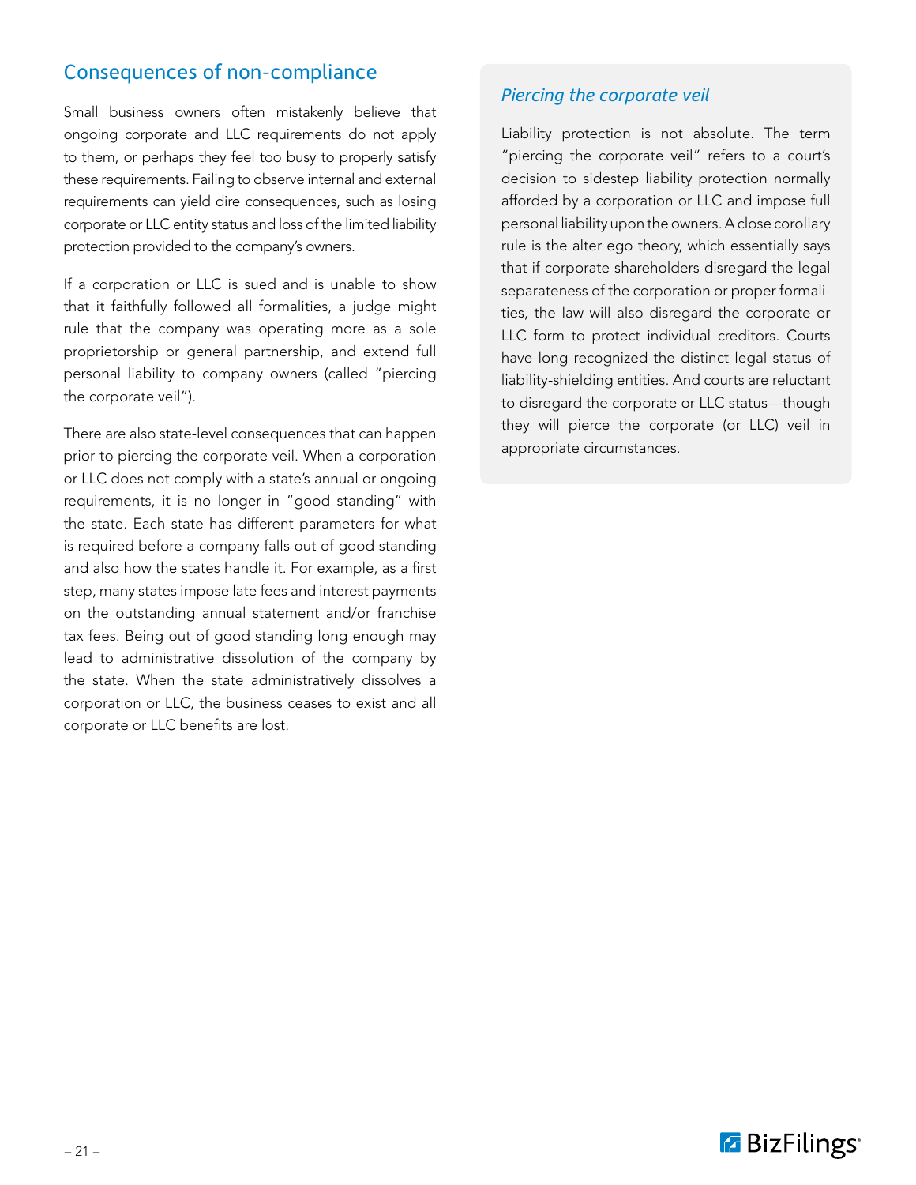## Consequences of non-compliance

Small business owners often mistakenly believe that ongoing corporate and LLC requirements do not apply to them, or perhaps they feel too busy to properly satisfy these requirements. Failing to observe internal and external requirements can yield dire consequences, such as losing corporate or LLC entity status and loss of the limited liability protection provided to the company's owners.

If a corporation or LLC is sued and is unable to show that it faithfully followed all formalities, a judge might rule that the company was operating more as a sole proprietorship or general partnership, and extend full personal liability to company owners (called "piercing the corporate veil").

There are also state-level consequences that can happen prior to piercing the corporate veil. When a corporation or LLC does not comply with a state's annual or ongoing requirements, it is no longer in "good standing" with the state. Each state has different parameters for what is required before a company falls out of good standing and also how the states handle it. For example, as a first step, many states impose late fees and interest payments on the outstanding annual statement and/or franchise tax fees. Being out of good standing long enough may lead to administrative dissolution of the company by the state. When the state administratively dissolves a corporation or LLC, the business ceases to exist and all corporate or LLC benefits are lost.

### *Piercing the corporate veil*

Liability protection is not absolute. The term "piercing the corporate veil" refers to a court's decision to sidestep liability protection normally afforded by a corporation or LLC and impose full personal liability upon the owners. A close corollary rule is the alter ego theory, which essentially says that if corporate shareholders disregard the legal separateness of the corporation or proper formalities, the law will also disregard the corporate or LLC form to protect individual creditors. Courts have long recognized the distinct legal status of liability-shielding entities. And courts are reluctant to disregard the corporate or LLC status—though they will pierce the corporate (or LLC) veil in appropriate circumstances.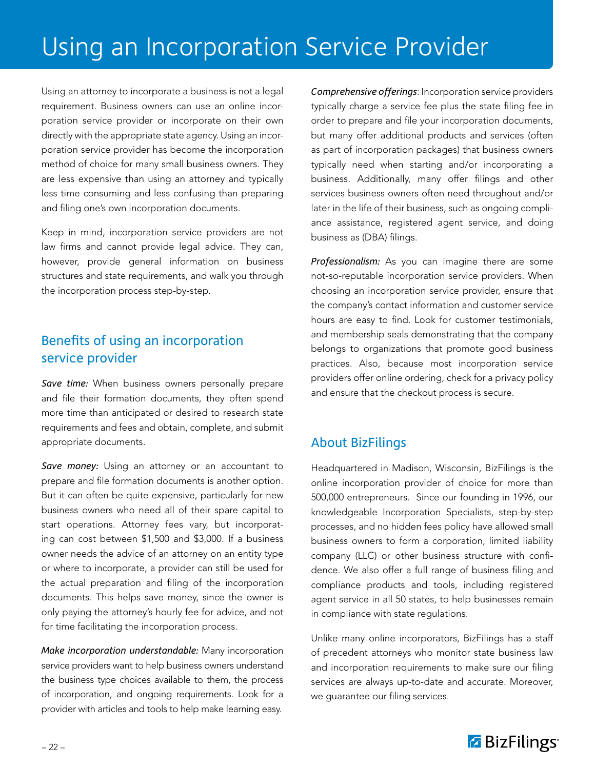# Using an Incorporation Service Provider

Using an attorney to incorporate a business is not a legal requirement. Business owners can use an online incorporation service provider or incorporate on their own directly with the appropriate state agency. Using an incorporation service provider has become the incorporation method of choice for many small business owners. They are less expensive than using an attorney and typically less time consuming and less confusing than preparing and filing one's own incorporation documents.

Keep in mind, incorporation service providers are not law firms and cannot provide legal advice. They can, however, provide general information on business structures and state requirements, and walk you through the incorporation process step-by-step.

## Benefits of using an incorporation service provider

***Save time:*** When business owners personally prepare and file their formation documents, they often spend more time than anticipated or desired to research state requirements and fees and obtain, complete, and submit appropriate documents.

***Save money:*** Using an attorney or an accountant to prepare and file formation documents is another option. But it can often be quite expensive, particularly for new business owners who need all of their spare capital to start operations. Attorney fees vary, but incorporating can cost between $1,500 and $3,000. If a business owner needs the advice of an attorney on an entity type or where to incorporate, a provider can still be used for the actual preparation and filing of the incorporation documents. This helps save money, since the owner is only paying the attorney's hourly fee for advice, and not for time facilitating the incorporation process.

*Make incorporation understandable:* Many incorporation service providers want to help business owners understand the business type choices available to them, the process of incorporation, and ongoing requirements. Look for a provider with articles and tools to help make learning easy.

*Comprehensive offerings*: Incorporation service providers typically charge a service fee plus the state filing fee in order to prepare and file your incorporation documents, but many offer additional products and services (often as part of incorporation packages) that business owners typically need when starting and/or incorporating a business. Additionally, many offer filings and other services business owners often need throughout and/or later in the life of their business, such as ongoing compliance assistance, registered agent service, and doing business as (DBA) filings.

*Professionalism:* As you can imagine there are some not-so-reputable incorporation service providers. When choosing an incorporation service provider, ensure that the company's contact information and customer service hours are easy to find. Look for customer testimonials, and membership seals demonstrating that the company belongs to organizations that promote good business practices. Also, because most incorporation service providers offer online ordering, check for a privacy policy and ensure that the checkout process is secure.

## About BizFilings

Headquartered in Madison, Wisconsin, BizFilings is the online incorporation provider of choice for more than 500,000 entrepreneurs. Since our founding in 1996, our knowledgeable Incorporation Specialists, step-by-step processes, and no hidden fees policy have allowed small business owners to form a corporation, limited liability company (LLC) or other business structure with confidence. We also offer a full range of business filing and compliance products and tools, including registered agent service in all 50 states, to help businesses remain in compliance with state regulations.

Unlike many online incorporators, BizFilings has a staff of precedent attorneys who monitor state business law and incorporation requirements to make sure our filing services are always up-to-date and accurate. Moreover, we guarantee our filing services.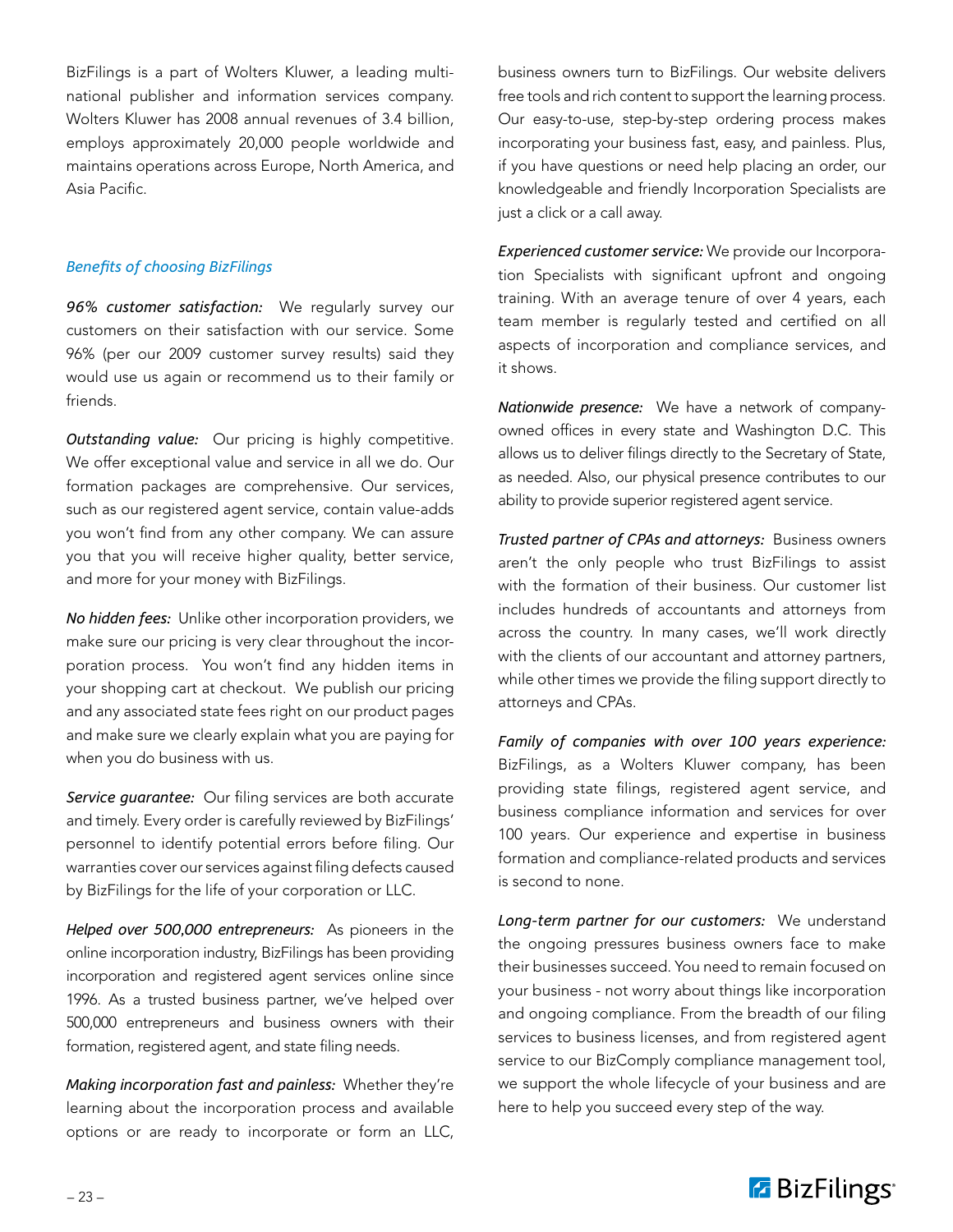BizFilings is a part of Wolters Kluwer, a leading multinational publisher and information services company. Wolters Kluwer has 2008 annual revenues of 3.4 billion, employs approximately 20,000 people worldwide and maintains operations across Europe, North America, and Asia Pacific.

### *Benefits of choosing BizFilings*

***96% customer satisfaction:*** We regularly survey our customers on their satisfaction with our service. Some 96% (per our 2009 customer survey results) said they would use us again or recommend us to their family or friends.

***Outstanding value:*** Our pricing is highly competitive. We offer exceptional value and service in all we do. Our formation packages are comprehensive. Our services, such as our registered agent service, contain value-adds you won't find from any other company. We can assure you that you will receive higher quality, better service, and more for your money with BizFilings.

***No hidden fees:*** Unlike other incorporation providers, we make sure our pricing is very clear throughout the incorporation process. You won't find any hidden items in your shopping cart at checkout. We publish our pricing and any associated state fees right on our product pages and make sure we clearly explain what you are paying for when you do business with us.

***Service guarantee:*** Our filing services are both accurate and timely. Every order is carefully reviewed by BizFilings' personnel to identify potential errors before filing. Our warranties cover our services against filing defects caused by BizFilings for the life of your corporation or LLC.

***Helped over 500,000 entrepreneurs:*** As pioneers in the online incorporation industry, BizFilings has been providing incorporation and registered agent services online since 1996. As a trusted business partner, we've helped over 500,000 entrepreneurs and business owners with their formation, registered agent, and state filing needs.

***Making incorporation fast and painless:*** Whether they're learning about the incorporation process and available options or are ready to incorporate or form an LLC, business owners turn to BizFilings. Our website delivers free tools and rich content to support the learning process. Our easy-to-use, step-by-step ordering process makes incorporating your business fast, easy, and painless. Plus, if you have questions or need help placing an order, our knowledgeable and friendly Incorporation Specialists are just a click or a call away.

***Experienced customer service:*** We provide our Incorporation Specialists with significant upfront and ongoing training. With an average tenure of over 4 years, each team member is regularly tested and certified on all aspects of incorporation and compliance services, and it shows.

***Nationwide presence:*** We have a network of company-owned offices in every state and Washington D.C. This allows us to deliver filings directly to the Secretary of State, as needed. Also, our physical presence contributes to our ability to provide superior registered agent service.

***Trusted partner of CPAs and attorneys:*** Business owners aren't the only people who trust BizFilings to assist with the formation of their business. Our customer list includes hundreds of accountants and attorneys from across the country. In many cases, we'll work directly with the clients of our accountant and attorney partners, while other times we provide the filing support directly to attorneys and CPAs.

***Family of companies with over 100 years experience:*** BizFilings, as a Wolters Kluwer company, has been providing state filings, registered agent service, and business compliance information and services for over 100 years. Our experience and expertise in business formation and compliance-related products and services is second to none.

***Long-term partner for our customers:*** We understand the ongoing pressures business owners face to make their businesses succeed. You need to remain focused on your business - not worry about things like incorporation and ongoing compliance. From the breadth of our filing services to business licenses, and from registered agent service to our BizComply compliance management tool, we support the whole lifecycle of your business and are here to help you succeed every step of the way.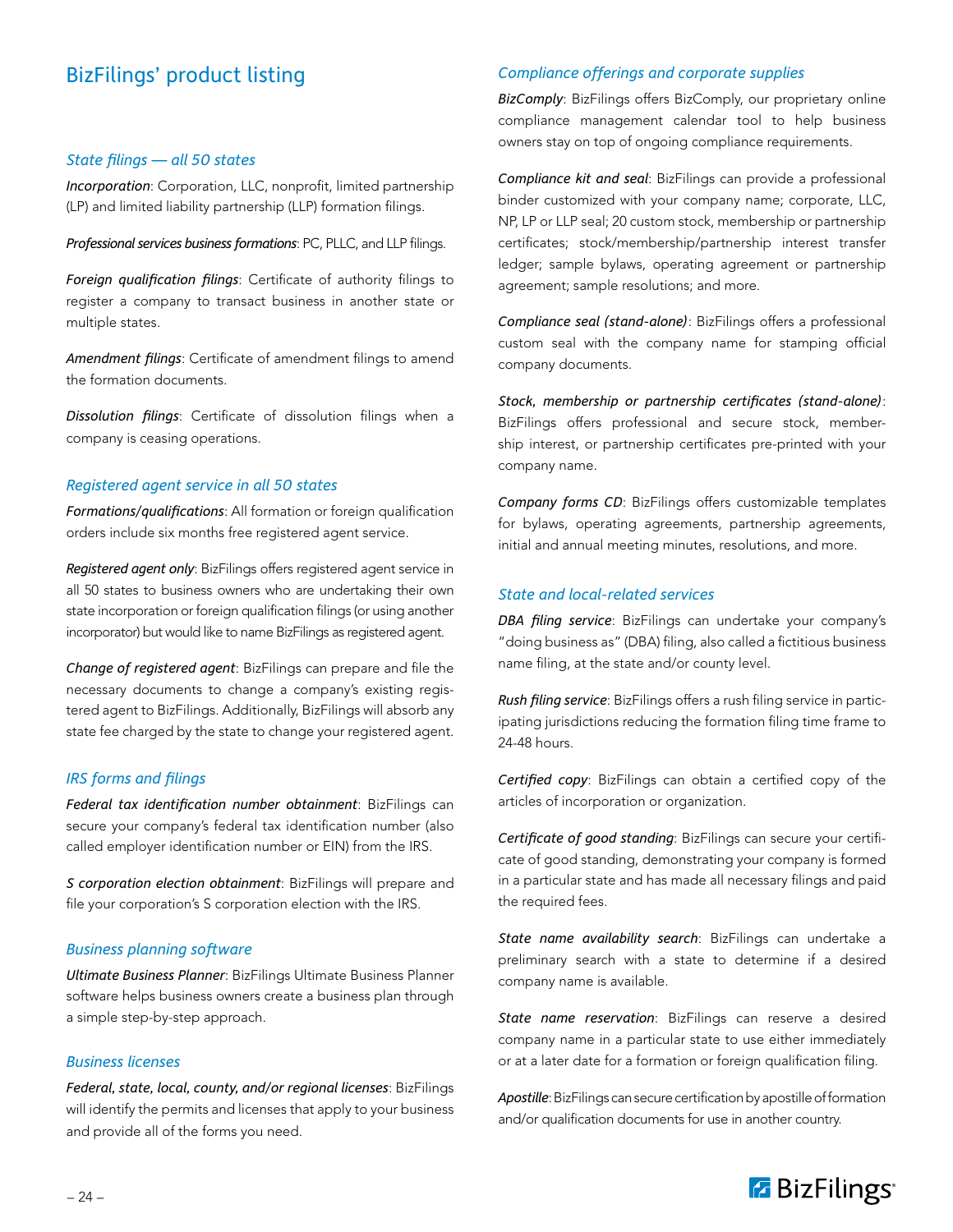# BizFilings' product listing

### *State filings — all 50 states*

***Incorporation***: Corporation, LLC, nonprofit, limited partnership (LP) and limited liability partnership (LLP) formation filings.

***Professional services business formations***: PC, PLLC, and LLP filings.

***Foreign qualification filings***: Certificate of authority filings to register a company to transact business in another state or multiple states.

***Amendment filings***: Certificate of amendment filings to amend the formation documents.

***Dissolution filings***: Certificate of dissolution filings when a company is ceasing operations.

### *Registered agent service in all 50 states*

***Formations/qualifications***: All formation or foreign qualification orders include six months free registered agent service.

***Registered agent only***: BizFilings offers registered agent service in all 50 states to business owners who are undertaking their own state incorporation or foreign qualification filings (or using another incorporator) but would like to name BizFilings as registered agent.

***Change of registered agent***: BizFilings can prepare and file the necessary documents to change a company's existing registered agent to BizFilings. Additionally, BizFilings will absorb any state fee charged by the state to change your registered agent.

### *IRS forms and filings*

***Federal tax identification number obtainment***: BizFilings can secure your company's federal tax identification number (also called employer identification number or EIN) from the IRS.

***S corporation election obtainment***: BizFilings will prepare and file your corporation's S corporation election with the IRS.

### *Business planning software*

***Ultimate Business Planner***: BizFilings Ultimate Business Planner software helps business owners create a business plan through a simple step-by-step approach.

### *Business licenses*

***Federal, state, local, county, and/or regional licenses***: BizFilings will identify the permits and licenses that apply to your business and provide all of the forms you need.

### *Compliance offerings and corporate supplies*

***BizComply***: BizFilings offers BizComply, our proprietary online compliance management calendar tool to help business owners stay on top of ongoing compliance requirements.

***Compliance kit and seal***: BizFilings can provide a professional binder customized with your company name; corporate, LLC, NP, LP or LLP seal; 20 custom stock, membership or partnership certificates; stock/membership/partnership interest transfer ledger; sample bylaws, operating agreement or partnership agreement; sample resolutions; and more.

***Compliance seal (stand-alone)***: BizFilings offers a professional custom seal with the company name for stamping official company documents.

***Stock, membership or partnership certificates (stand-alone)***: BizFilings offers professional and secure stock, membership interest, or partnership certificates pre-printed with your company name.

***Company forms CD***: BizFilings offers customizable templates for bylaws, operating agreements, partnership agreements, initial and annual meeting minutes, resolutions, and more.

### *State and local-related services*

***DBA filing service***: BizFilings can undertake your company's "doing business as" (DBA) filing, also called a fictitious business name filing, at the state and/or county level.

***Rush filing service***: BizFilings offers a rush filing service in participating jurisdictions reducing the formation filing time frame to 24-48 hours.

***Certified copy***: BizFilings can obtain a certified copy of the articles of incorporation or organization.

***Certificate of good standing***: BizFilings can secure your certificate of good standing, demonstrating your company is formed in a particular state and has made all necessary filings and paid the required fees.

***State name availability search***: BizFilings can undertake a preliminary search with a state to determine if a desired company name is available.

***State name reservation***: BizFilings can reserve a desired company name in a particular state to use either immediately or at a later date for a formation or foreign qualification filing.

***Apostille***: BizFilings can secure certification by apostille of formation and/or qualification documents for use in another country.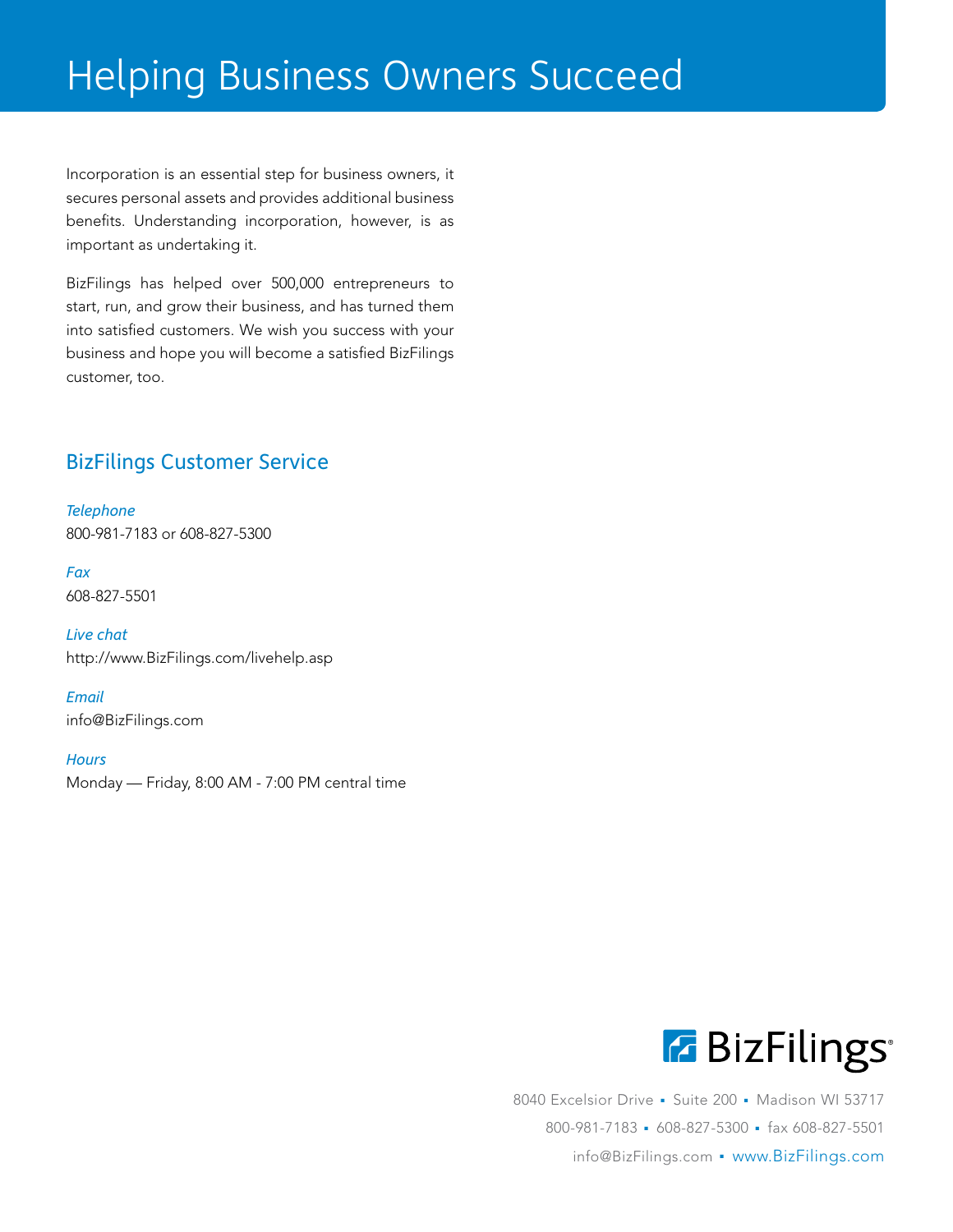# Helping Business Owners Succeed

Incorporation is an essential step for business owners, it secures personal assets and provides additional business benefits. Understanding incorporation, however, is as important as undertaking it.

BizFilings has helped over 500,000 entrepreneurs to start, run, and grow their business, and has turned them into satisfied customers. We wish you success with your business and hope you will become a satisfied BizFilings customer, too.

## BizFilings Customer Service

*Telephone*
800-981-7183 or 608-827-5300

*Fax*
608-827-5501

*Live chat*
http://www.BizFilings.com/livehelp.asp

*Email*
info@BizFilings.com

*Hours*
Monday — Friday, 8:00 AM - 7:00 PM central time

BizFilings

8040 Excelsior Drive ▪ Suite 200 ▪ Madison WI 53717

800-981-7183 ▪ 608-827-5300 ▪ fax 608-827-5501

info@BizFilings.com ▪ www.BizFilings.com